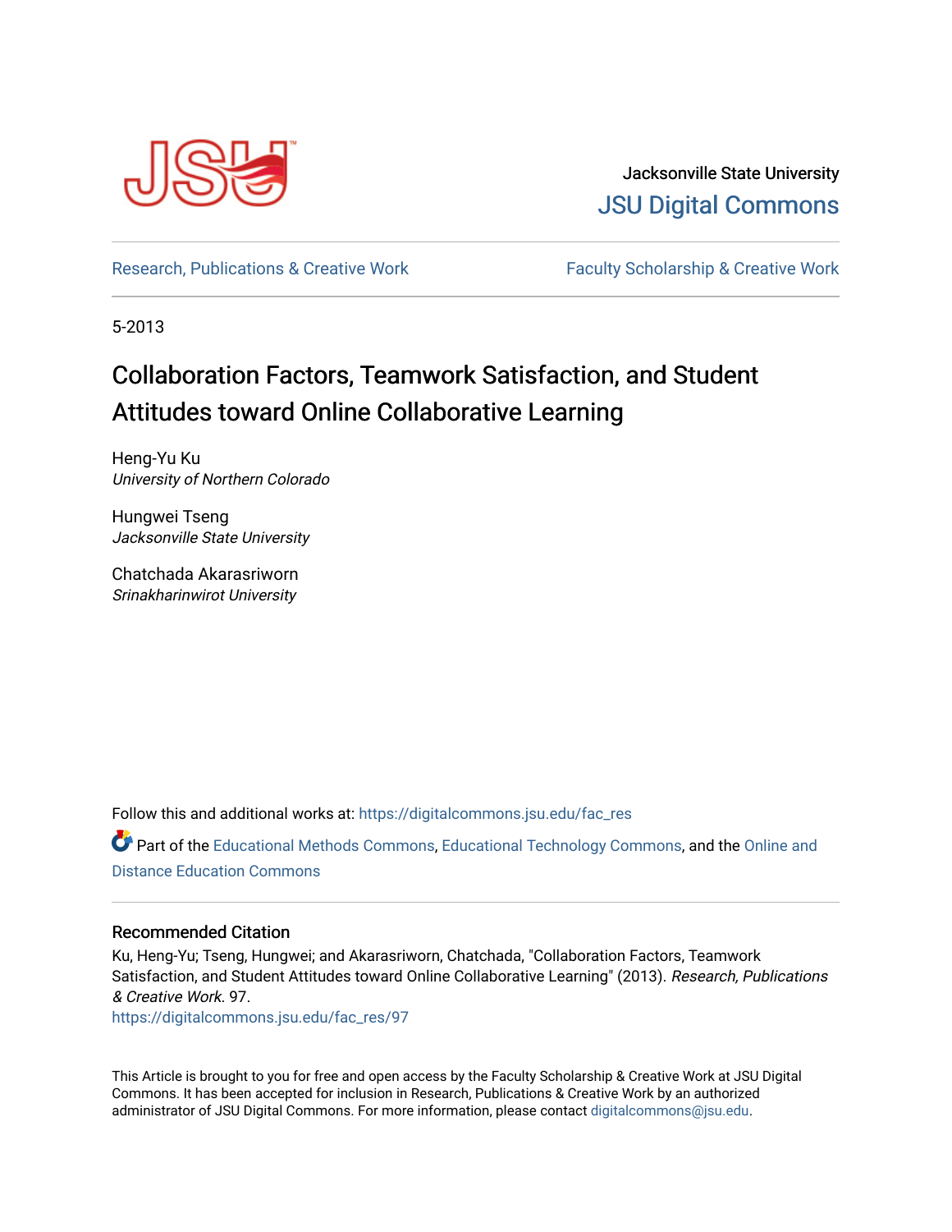Jacksonville State University

JSU Digital Commons

Research, Publications & Creative Work | Faculty Scholarship & Creative Work

5-2013

# Collaboration Factors, Teamwork Satisfaction, and Student Attitudes toward Online Collaborative Learning

Heng-Yu Ku
*University of Northern Colorado*

Hungwei Tseng
*Jacksonville State University*

Chatchada Akarasriworn
*Srinakharinwirot University*

Follow this and additional works at: https://digitalcommons.jsu.edu/fac_res

Part of the Educational Methods Commons, Educational Technology Commons, and the Online and Distance Education Commons

## Recommended Citation

Ku, Heng-Yu; Tseng, Hungwei; and Akarasriworn, Chatchada, "Collaboration Factors, Teamwork Satisfaction, and Student Attitudes toward Online Collaborative Learning" (2013). *Research, Publications & Creative Work*. 97.
https://digitalcommons.jsu.edu/fac_res/97

This Article is brought to you for free and open access by the Faculty Scholarship & Creative Work at JSU Digital Commons. It has been accepted for inclusion in Research, Publications & Creative Work by an authorized administrator of JSU Digital Commons. For more information, please contact digitalcommons@jsu.edu.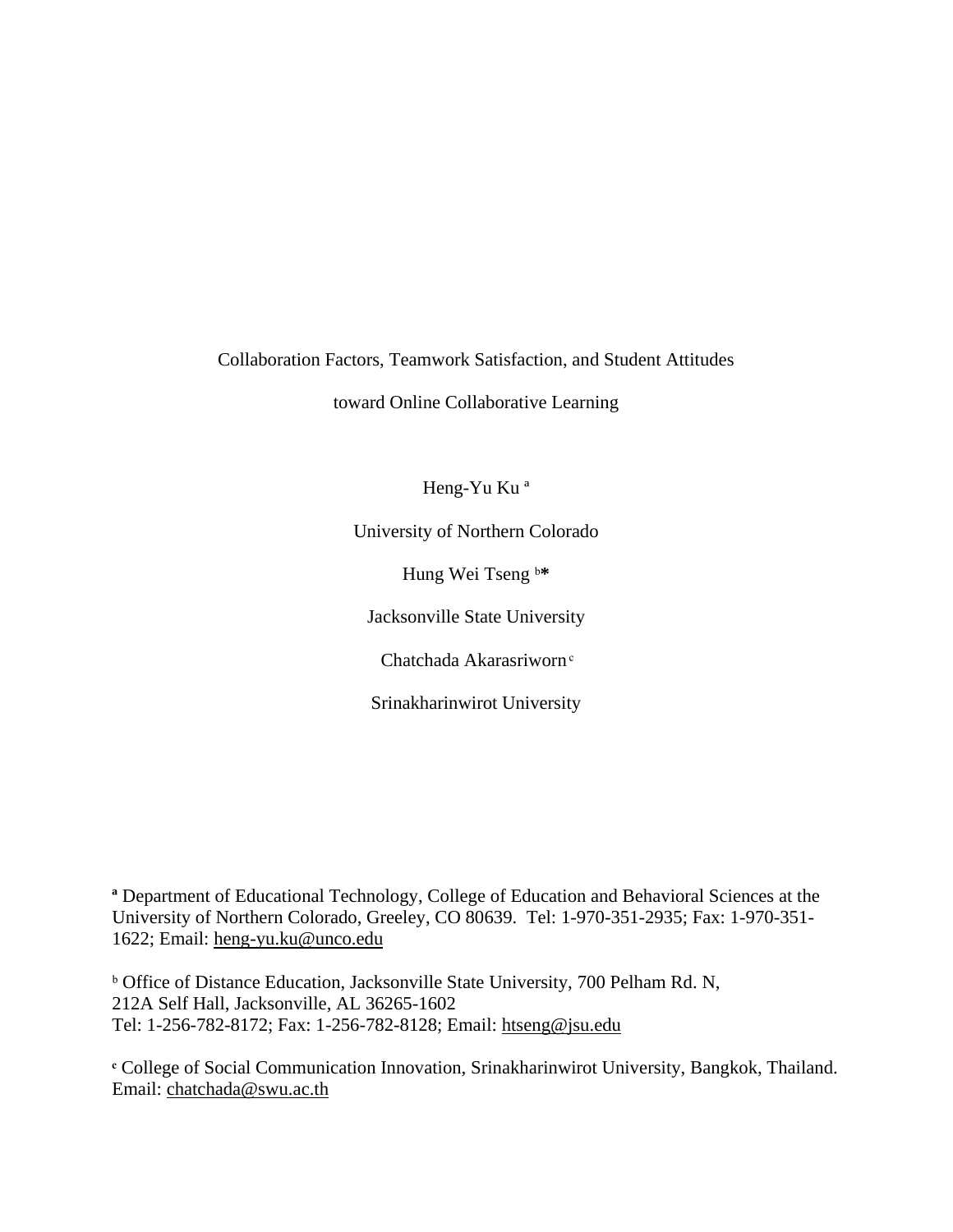# Collaboration Factors, Teamwork Satisfaction, and Student Attitudes toward Online Collaborative Learning

Heng-Yu Ku [a]

University of Northern Colorado

Hung Wei Tseng [b]*

Jacksonville State University

Chatchada Akarasriworn [c]

Srinakharinwirot University

[a] Department of Educational Technology, College of Education and Behavioral Sciences at the University of Northern Colorado, Greeley, CO 80639. Tel: 1-970-351-2935; Fax: 1-970-351-1622; Email: heng-yu.ku@unco.edu

[b] Office of Distance Education, Jacksonville State University, 700 Pelham Rd. N, 212A Self Hall, Jacksonville, AL 36265-1602
Tel: 1-256-782-8172; Fax: 1-256-782-8128; Email: htseng@jsu.edu

[c] College of Social Communication Innovation, Srinakharinwirot University, Bangkok, Thailand. Email: chatchada@swu.ac.th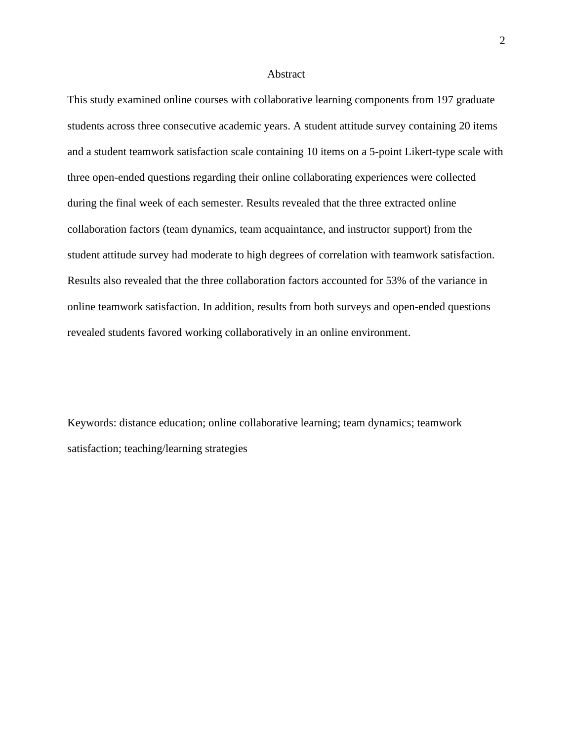# Abstract

This study examined online courses with collaborative learning components from 197 graduate students across three consecutive academic years. A student attitude survey containing 20 items and a student teamwork satisfaction scale containing 10 items on a 5-point Likert-type scale with three open-ended questions regarding their online collaborating experiences were collected during the final week of each semester. Results revealed that the three extracted online collaboration factors (team dynamics, team acquaintance, and instructor support) from the student attitude survey had moderate to high degrees of correlation with teamwork satisfaction. Results also revealed that the three collaboration factors accounted for 53% of the variance in online teamwork satisfaction. In addition, results from both surveys and open-ended questions revealed students favored working collaboratively in an online environment.

Keywords: distance education; online collaborative learning; team dynamics; teamwork satisfaction; teaching/learning strategies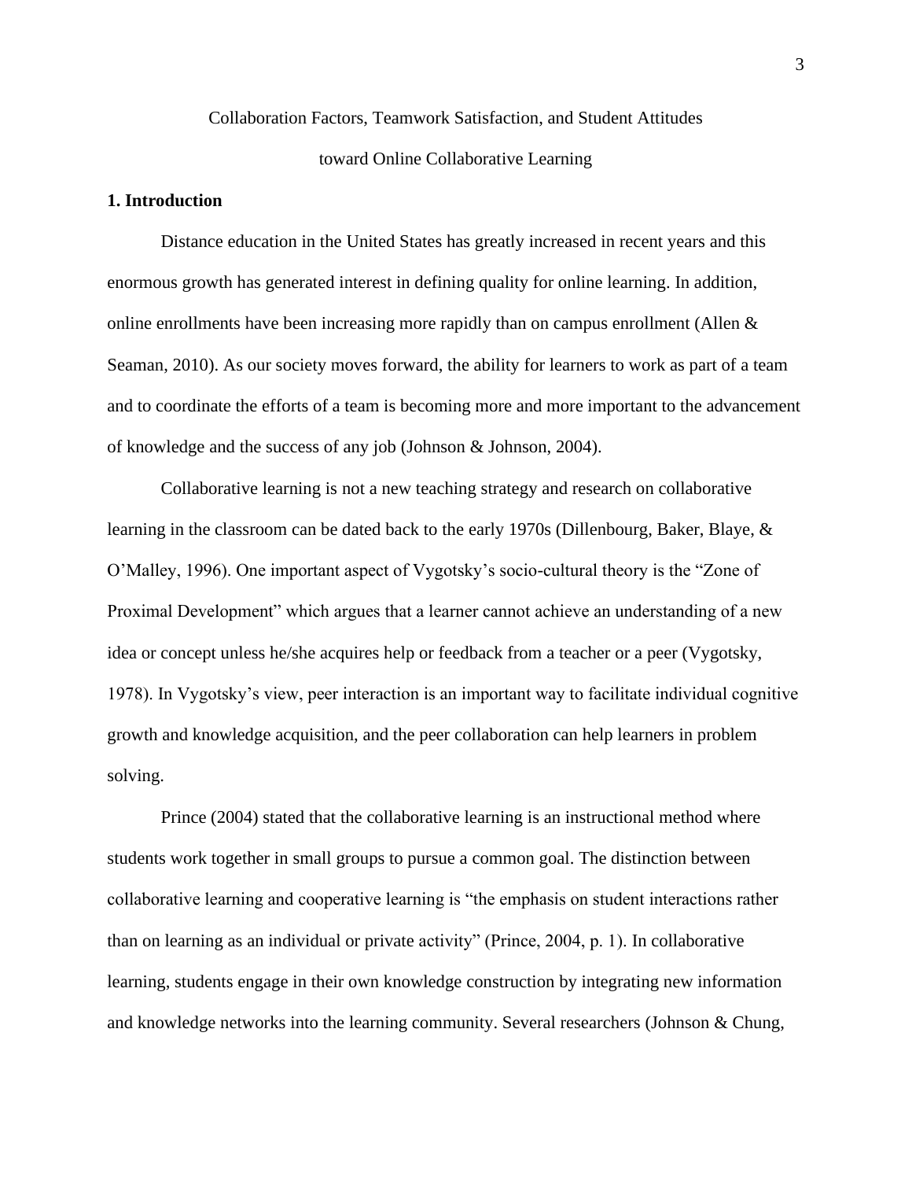Collaboration Factors, Teamwork Satisfaction, and Student Attitudes toward Online Collaborative Learning

## 1. Introduction

Distance education in the United States has greatly increased in recent years and this enormous growth has generated interest in defining quality for online learning. In addition, online enrollments have been increasing more rapidly than on campus enrollment (Allen & Seaman, 2010). As our society moves forward, the ability for learners to work as part of a team and to coordinate the efforts of a team is becoming more and more important to the advancement of knowledge and the success of any job (Johnson & Johnson, 2004).

Collaborative learning is not a new teaching strategy and research on collaborative learning in the classroom can be dated back to the early 1970s (Dillenbourg, Baker, Blaye, & O'Malley, 1996). One important aspect of Vygotsky's socio-cultural theory is the "Zone of Proximal Development" which argues that a learner cannot achieve an understanding of a new idea or concept unless he/she acquires help or feedback from a teacher or a peer (Vygotsky, 1978). In Vygotsky's view, peer interaction is an important way to facilitate individual cognitive growth and knowledge acquisition, and the peer collaboration can help learners in problem solving.

Prince (2004) stated that the collaborative learning is an instructional method where students work together in small groups to pursue a common goal. The distinction between collaborative learning and cooperative learning is "the emphasis on student interactions rather than on learning as an individual or private activity" (Prince, 2004, p. 1). In collaborative learning, students engage in their own knowledge construction by integrating new information and knowledge networks into the learning community. Several researchers (Johnson & Chung,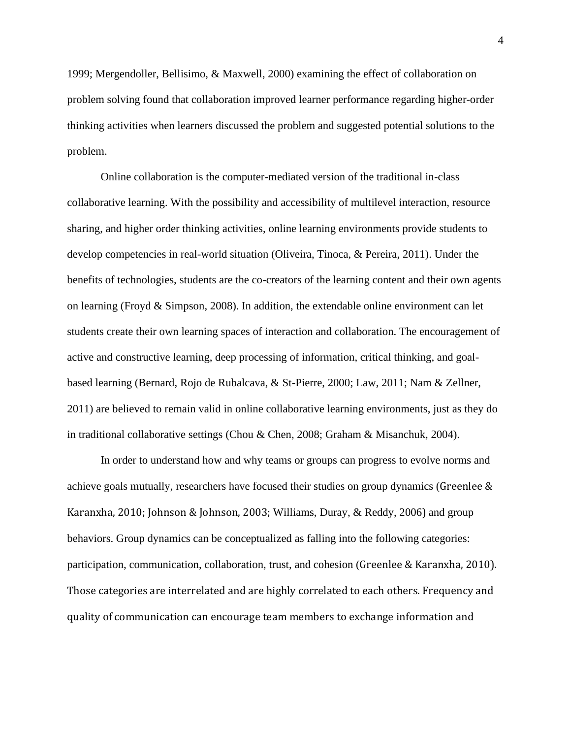1999; Mergendoller, Bellisimo, & Maxwell, 2000) examining the effect of collaboration on problem solving found that collaboration improved learner performance regarding higher-order thinking activities when learners discussed the problem and suggested potential solutions to the problem.

Online collaboration is the computer-mediated version of the traditional in-class collaborative learning. With the possibility and accessibility of multilevel interaction, resource sharing, and higher order thinking activities, online learning environments provide students to develop competencies in real-world situation (Oliveira, Tinoca, & Pereira, 2011). Under the benefits of technologies, students are the co-creators of the learning content and their own agents on learning (Froyd & Simpson, 2008). In addition, the extendable online environment can let students create their own learning spaces of interaction and collaboration. The encouragement of active and constructive learning, deep processing of information, critical thinking, and goal-based learning (Bernard, Rojo de Rubalcava, & St-Pierre, 2000; Law, 2011; Nam & Zellner, 2011) are believed to remain valid in online collaborative learning environments, just as they do in traditional collaborative settings (Chou & Chen, 2008; Graham & Misanchuk, 2004).

In order to understand how and why teams or groups can progress to evolve norms and achieve goals mutually, researchers have focused their studies on group dynamics (Greenlee & Karanxha, 2010; Johnson & Johnson, 2003; Williams, Duray, & Reddy, 2006) and group behaviors. Group dynamics can be conceptualized as falling into the following categories: participation, communication, collaboration, trust, and cohesion (Greenlee & Karanxha, 2010). Those categories are interrelated and are highly correlated to each others. Frequency and quality of communication can encourage team members to exchange information and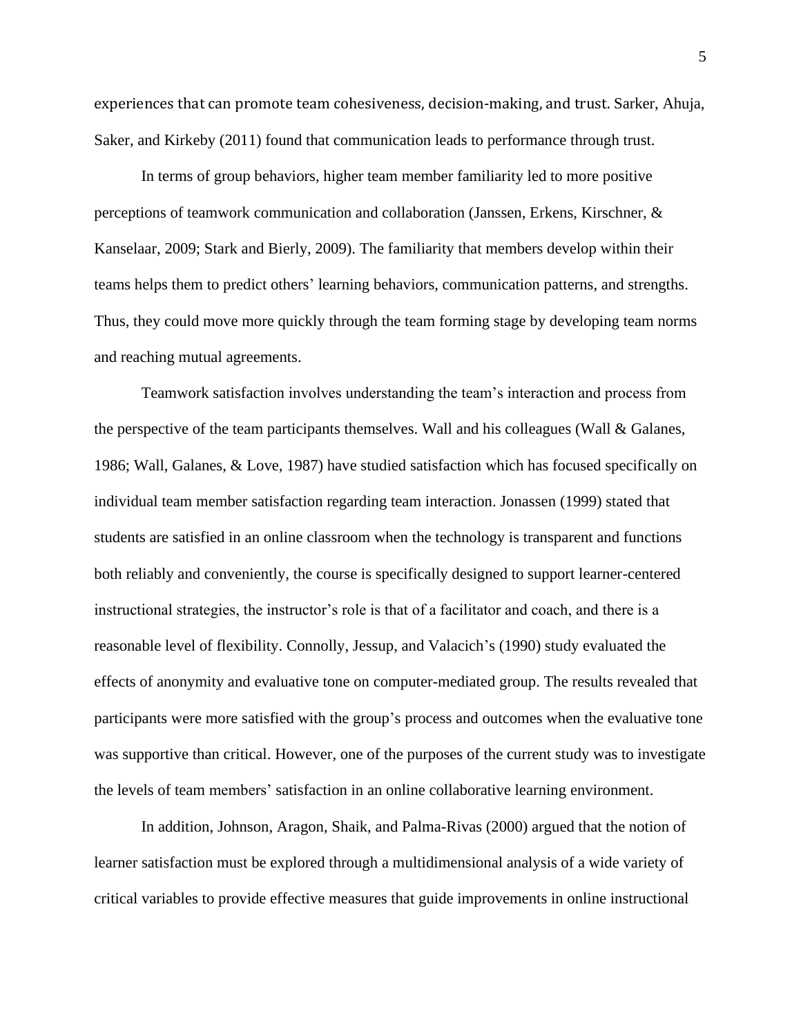experiences that can promote team cohesiveness, decision-making, and trust. Sarker, Ahuja, Saker, and Kirkeby (2011) found that communication leads to performance through trust.

In terms of group behaviors, higher team member familiarity led to more positive perceptions of teamwork communication and collaboration (Janssen, Erkens, Kirschner, & Kanselaar, 2009; Stark and Bierly, 2009). The familiarity that members develop within their teams helps them to predict others' learning behaviors, communication patterns, and strengths. Thus, they could move more quickly through the team forming stage by developing team norms and reaching mutual agreements.

Teamwork satisfaction involves understanding the team's interaction and process from the perspective of the team participants themselves. Wall and his colleagues (Wall & Galanes, 1986; Wall, Galanes, & Love, 1987) have studied satisfaction which has focused specifically on individual team member satisfaction regarding team interaction. Jonassen (1999) stated that students are satisfied in an online classroom when the technology is transparent and functions both reliably and conveniently, the course is specifically designed to support learner-centered instructional strategies, the instructor's role is that of a facilitator and coach, and there is a reasonable level of flexibility. Connolly, Jessup, and Valacich's (1990) study evaluated the effects of anonymity and evaluative tone on computer-mediated group. The results revealed that participants were more satisfied with the group's process and outcomes when the evaluative tone was supportive than critical. However, one of the purposes of the current study was to investigate the levels of team members' satisfaction in an online collaborative learning environment.

In addition, Johnson, Aragon, Shaik, and Palma-Rivas (2000) argued that the notion of learner satisfaction must be explored through a multidimensional analysis of a wide variety of critical variables to provide effective measures that guide improvements in online instructional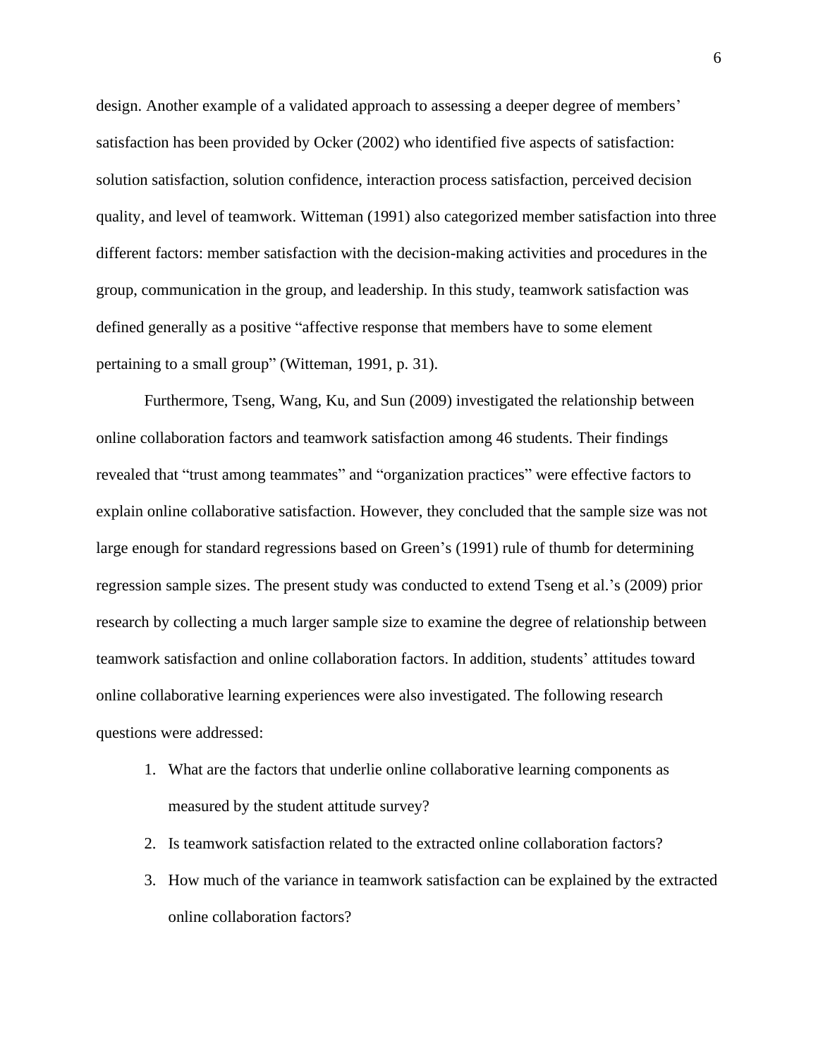design. Another example of a validated approach to assessing a deeper degree of members' satisfaction has been provided by Ocker (2002) who identified five aspects of satisfaction: solution satisfaction, solution confidence, interaction process satisfaction, perceived decision quality, and level of teamwork. Witteman (1991) also categorized member satisfaction into three different factors: member satisfaction with the decision-making activities and procedures in the group, communication in the group, and leadership. In this study, teamwork satisfaction was defined generally as a positive "affective response that members have to some element pertaining to a small group" (Witteman, 1991, p. 31).

Furthermore, Tseng, Wang, Ku, and Sun (2009) investigated the relationship between online collaboration factors and teamwork satisfaction among 46 students. Their findings revealed that "trust among teammates" and "organization practices" were effective factors to explain online collaborative satisfaction. However, they concluded that the sample size was not large enough for standard regressions based on Green's (1991) rule of thumb for determining regression sample sizes. The present study was conducted to extend Tseng et al.'s (2009) prior research by collecting a much larger sample size to examine the degree of relationship between teamwork satisfaction and online collaboration factors. In addition, students' attitudes toward online collaborative learning experiences were also investigated. The following research questions were addressed:

1. What are the factors that underlie online collaborative learning components as measured by the student attitude survey?
2. Is teamwork satisfaction related to the extracted online collaboration factors?
3. How much of the variance in teamwork satisfaction can be explained by the extracted online collaboration factors?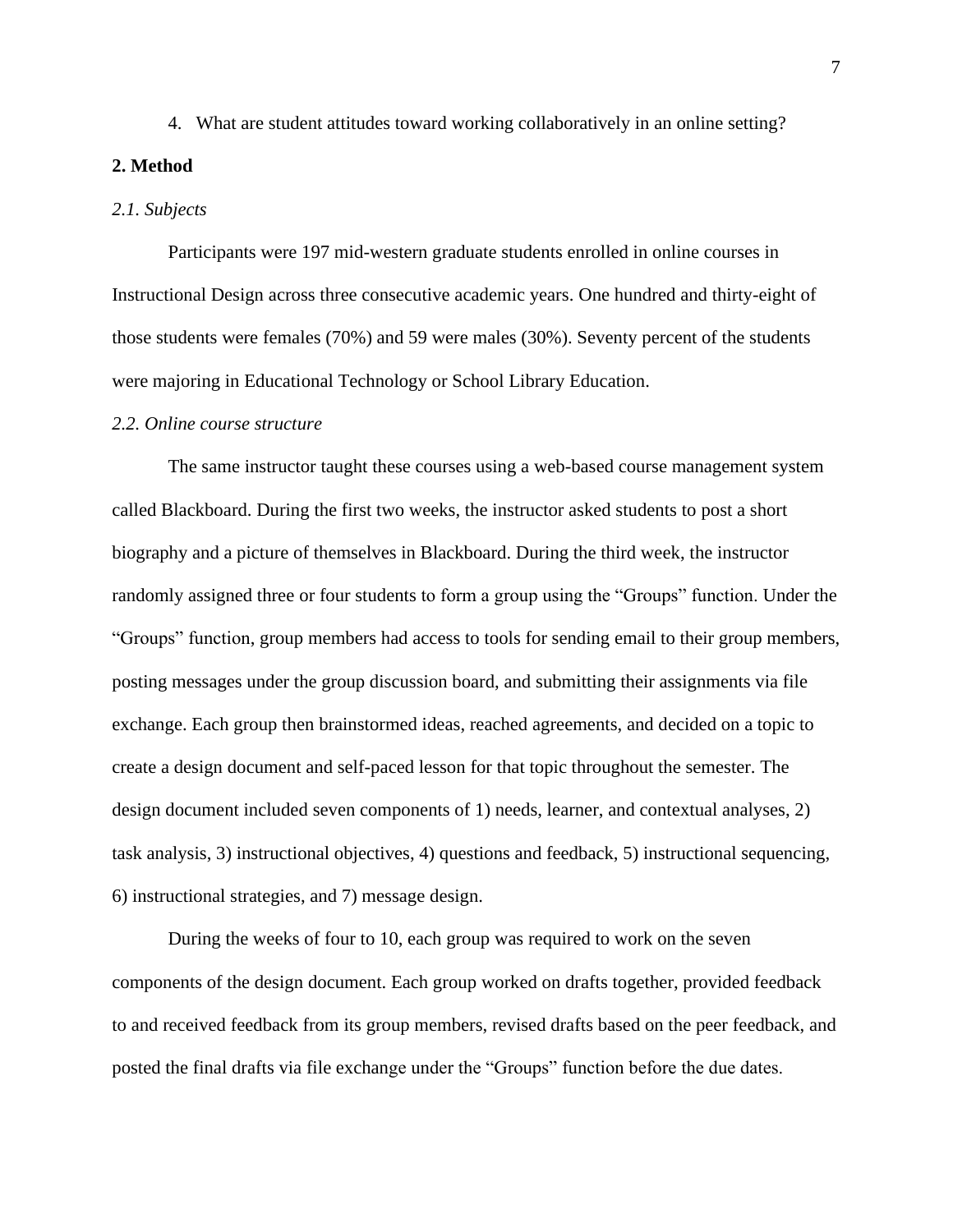4. What are student attitudes toward working collaboratively in an online setting?

## 2. Method

### *2.1. Subjects*

Participants were 197 mid-western graduate students enrolled in online courses in Instructional Design across three consecutive academic years. One hundred and thirty-eight of those students were females (70%) and 59 were males (30%). Seventy percent of the students were majoring in Educational Technology or School Library Education.

### *2.2. Online course structure*

The same instructor taught these courses using a web-based course management system called Blackboard. During the first two weeks, the instructor asked students to post a short biography and a picture of themselves in Blackboard. During the third week, the instructor randomly assigned three or four students to form a group using the "Groups" function. Under the "Groups" function, group members had access to tools for sending email to their group members, posting messages under the group discussion board, and submitting their assignments via file exchange. Each group then brainstormed ideas, reached agreements, and decided on a topic to create a design document and self-paced lesson for that topic throughout the semester. The design document included seven components of 1) needs, learner, and contextual analyses, 2) task analysis, 3) instructional objectives, 4) questions and feedback, 5) instructional sequencing, 6) instructional strategies, and 7) message design.

During the weeks of four to 10, each group was required to work on the seven components of the design document. Each group worked on drafts together, provided feedback to and received feedback from its group members, revised drafts based on the peer feedback, and posted the final drafts via file exchange under the "Groups" function before the due dates.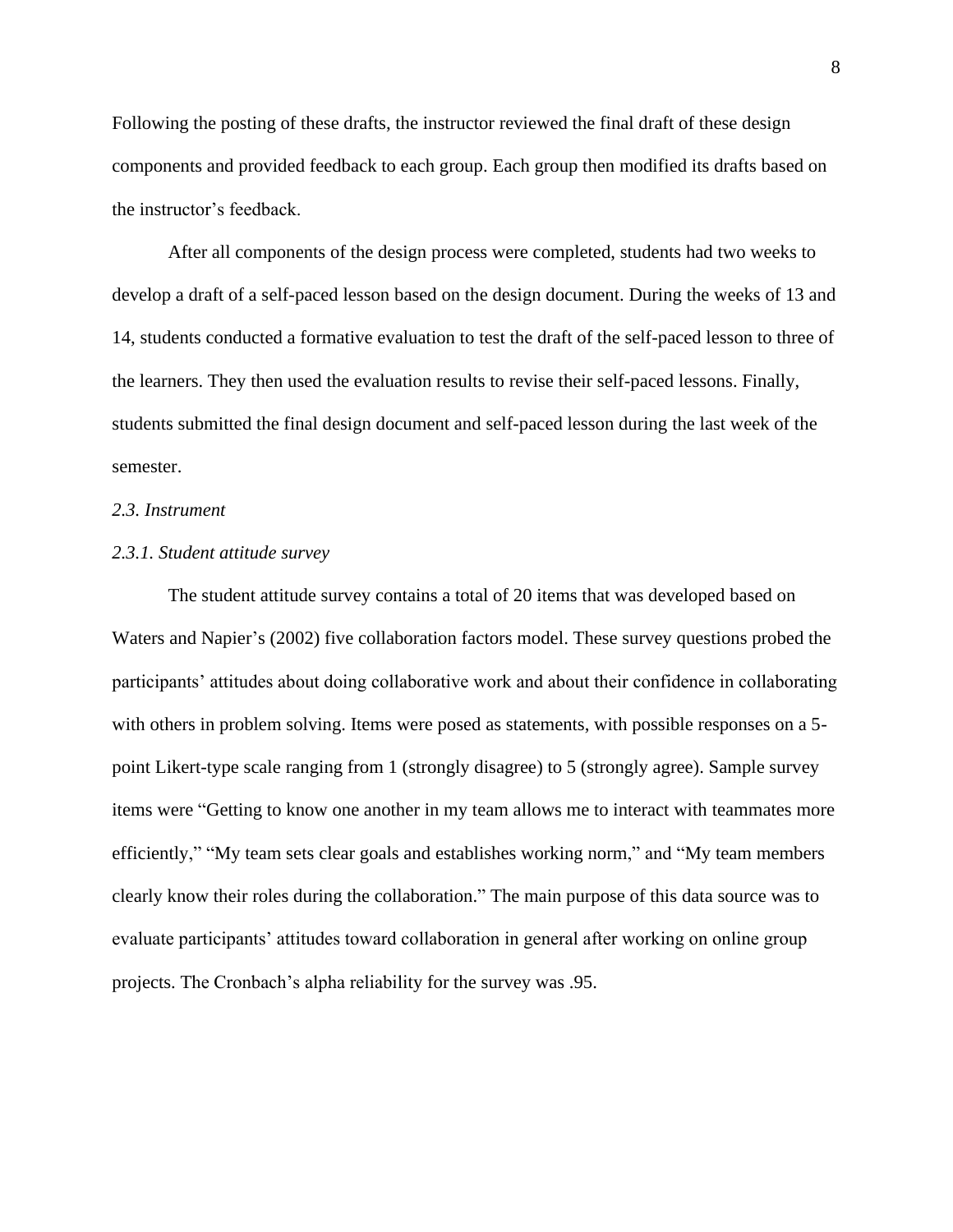Following the posting of these drafts, the instructor reviewed the final draft of these design components and provided feedback to each group. Each group then modified its drafts based on the instructor's feedback.

After all components of the design process were completed, students had two weeks to develop a draft of a self-paced lesson based on the design document. During the weeks of 13 and 14, students conducted a formative evaluation to test the draft of the self-paced lesson to three of the learners. They then used the evaluation results to revise their self-paced lessons. Finally, students submitted the final design document and self-paced lesson during the last week of the semester.

### *2.3. Instrument*

#### *2.3.1. Student attitude survey*

The student attitude survey contains a total of 20 items that was developed based on Waters and Napier's (2002) five collaboration factors model. These survey questions probed the participants' attitudes about doing collaborative work and about their confidence in collaborating with others in problem solving. Items were posed as statements, with possible responses on a 5-point Likert-type scale ranging from 1 (strongly disagree) to 5 (strongly agree). Sample survey items were "Getting to know one another in my team allows me to interact with teammates more efficiently," "My team sets clear goals and establishes working norm," and "My team members clearly know their roles during the collaboration." The main purpose of this data source was to evaluate participants' attitudes toward collaboration in general after working on online group projects. The Cronbach's alpha reliability for the survey was .95.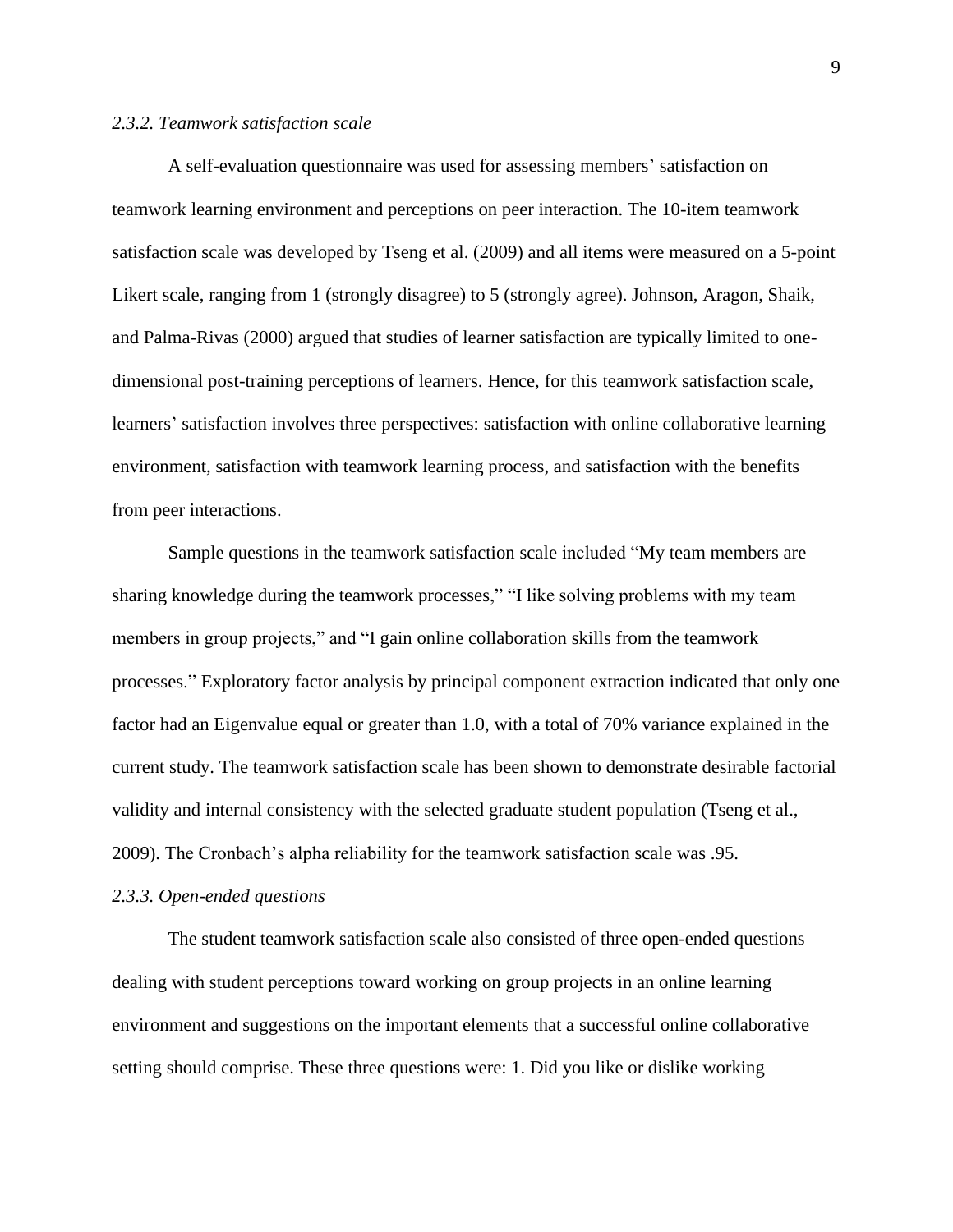### *2.3.2. Teamwork satisfaction scale*

A self-evaluation questionnaire was used for assessing members' satisfaction on teamwork learning environment and perceptions on peer interaction. The 10-item teamwork satisfaction scale was developed by Tseng et al. (2009) and all items were measured on a 5-point Likert scale, ranging from 1 (strongly disagree) to 5 (strongly agree). Johnson, Aragon, Shaik, and Palma-Rivas (2000) argued that studies of learner satisfaction are typically limited to one-dimensional post-training perceptions of learners. Hence, for this teamwork satisfaction scale, learners' satisfaction involves three perspectives: satisfaction with online collaborative learning environment, satisfaction with teamwork learning process, and satisfaction with the benefits from peer interactions.

Sample questions in the teamwork satisfaction scale included "My team members are sharing knowledge during the teamwork processes," "I like solving problems with my team members in group projects," and "I gain online collaboration skills from the teamwork processes." Exploratory factor analysis by principal component extraction indicated that only one factor had an Eigenvalue equal or greater than 1.0, with a total of 70% variance explained in the current study. The teamwork satisfaction scale has been shown to demonstrate desirable factorial validity and internal consistency with the selected graduate student population (Tseng et al., 2009). The Cronbach's alpha reliability for the teamwork satisfaction scale was .95.

### *2.3.3. Open-ended questions*

The student teamwork satisfaction scale also consisted of three open-ended questions dealing with student perceptions toward working on group projects in an online learning environment and suggestions on the important elements that a successful online collaborative setting should comprise. These three questions were: 1. Did you like or dislike working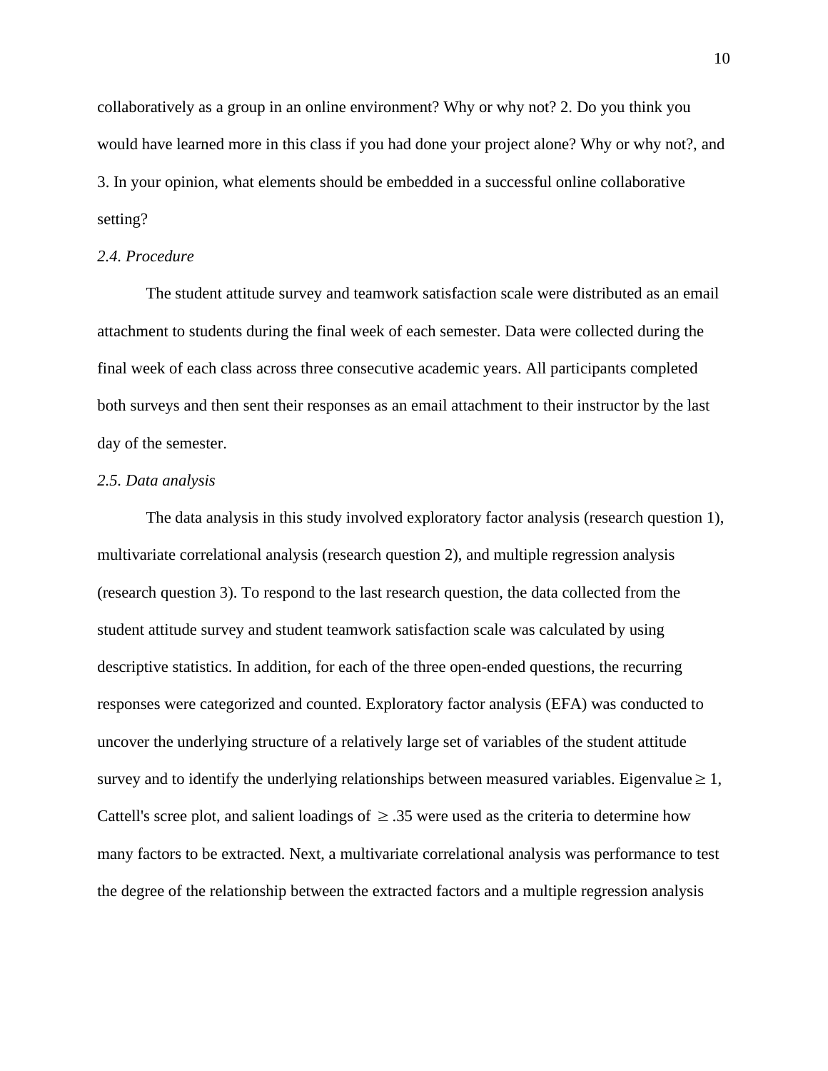collaboratively as a group in an online environment? Why or why not? 2. Do you think you would have learned more in this class if you had done your project alone? Why or why not?, and 3. In your opinion, what elements should be embedded in a successful online collaborative setting?

### *2.4. Procedure*

The student attitude survey and teamwork satisfaction scale were distributed as an email attachment to students during the final week of each semester. Data were collected during the final week of each class across three consecutive academic years. All participants completed both surveys and then sent their responses as an email attachment to their instructor by the last day of the semester.

### *2.5. Data analysis*

The data analysis in this study involved exploratory factor analysis (research question 1), multivariate correlational analysis (research question 2), and multiple regression analysis (research question 3). To respond to the last research question, the data collected from the student attitude survey and student teamwork satisfaction scale was calculated by using descriptive statistics. In addition, for each of the three open-ended questions, the recurring responses were categorized and counted. Exploratory factor analysis (EFA) was conducted to uncover the underlying structure of a relatively large set of variables of the student attitude survey and to identify the underlying relationships between measured variables. Eigenvalue $\geq 1$, Cattell's scree plot, and salient loadings of $\geq .35$ were used as the criteria to determine how many factors to be extracted. Next, a multivariate correlational analysis was performance to test the degree of the relationship between the extracted factors and a multiple regression analysis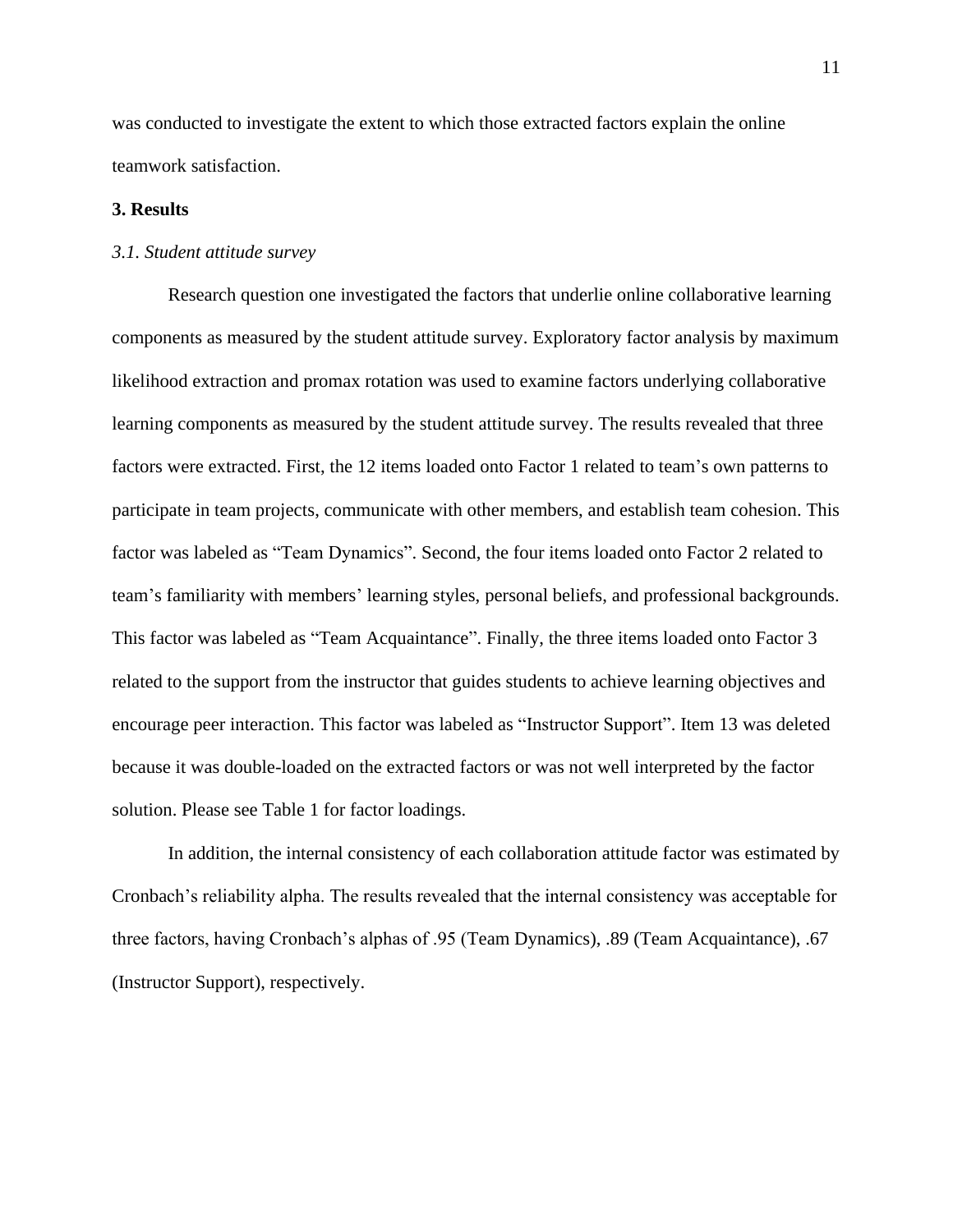was conducted to investigate the extent to which those extracted factors explain the online teamwork satisfaction.

## 3. Results

### *3.1. Student attitude survey*

Research question one investigated the factors that underlie online collaborative learning components as measured by the student attitude survey. Exploratory factor analysis by maximum likelihood extraction and promax rotation was used to examine factors underlying collaborative learning components as measured by the student attitude survey. The results revealed that three factors were extracted. First, the 12 items loaded onto Factor 1 related to team's own patterns to participate in team projects, communicate with other members, and establish team cohesion. This factor was labeled as "Team Dynamics". Second, the four items loaded onto Factor 2 related to team's familiarity with members' learning styles, personal beliefs, and professional backgrounds. This factor was labeled as "Team Acquaintance". Finally, the three items loaded onto Factor 3 related to the support from the instructor that guides students to achieve learning objectives and encourage peer interaction. This factor was labeled as "Instructor Support". Item 13 was deleted because it was double-loaded on the extracted factors or was not well interpreted by the factor solution. Please see Table 1 for factor loadings.

In addition, the internal consistency of each collaboration attitude factor was estimated by Cronbach's reliability alpha. The results revealed that the internal consistency was acceptable for three factors, having Cronbach's alphas of .95 (Team Dynamics), .89 (Team Acquaintance), .67 (Instructor Support), respectively.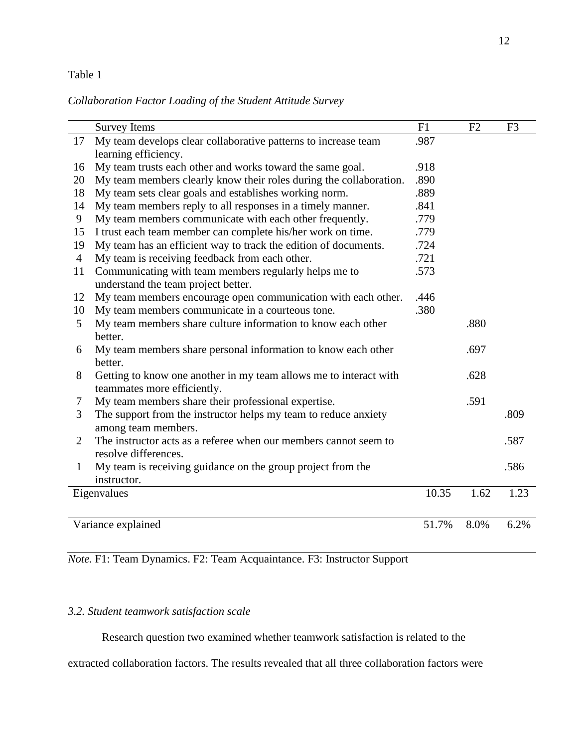Table 1

*Collaboration Factor Loading of the Student Attitude Survey*

| | Survey Items | F1 | F2 | F3 |
|---|---|---|---|---|
| 17 | My team develops clear collaborative patterns to increase team learning efficiency. | .987 | | |
| 16 | My team trusts each other and works toward the same goal. | .918 | | |
| 20 | My team members clearly know their roles during the collaboration. | .890 | | |
| 18 | My team sets clear goals and establishes working norm. | .889 | | |
| 14 | My team members reply to all responses in a timely manner. | .841 | | |
| 9 | My team members communicate with each other frequently. | .779 | | |
| 15 | I trust each team member can complete his/her work on time. | .779 | | |
| 19 | My team has an efficient way to track the edition of documents. | .724 | | |
| 4 | My team is receiving feedback from each other. | .721 | | |
| 11 | Communicating with team members regularly helps me to understand the team project better. | .573 | | |
| 12 | My team members encourage open communication with each other. | .446 | | |
| 10 | My team members communicate in a courteous tone. | .380 | | |
| 5 | My team members share culture information to know each other better. | | .880 | |
| 6 | My team members share personal information to know each other better. | | .697 | |
| 8 | Getting to know one another in my team allows me to interact with teammates more efficiently. | | .628 | |
| 7 | My team members share their professional expertise. | | .591 | |
| 3 | The support from the instructor helps my team to reduce anxiety among team members. | | | .809 |
| 2 | The instructor acts as a referee when our members cannot seem to resolve differences. | | | .587 |
| 1 | My team is receiving guidance on the group project from the instructor. | | | .586 |
| Eigenvalues | | 10.35 | 1.62 | 1.23 |
| Variance explained | | 51.7% | 8.0% | 6.2% |

*Note.* F1: Team Dynamics. F2: Team Acquaintance. F3: Instructor Support

### *3.2. Student teamwork satisfaction scale*

Research question two examined whether teamwork satisfaction is related to the extracted collaboration factors. The results revealed that all three collaboration factors were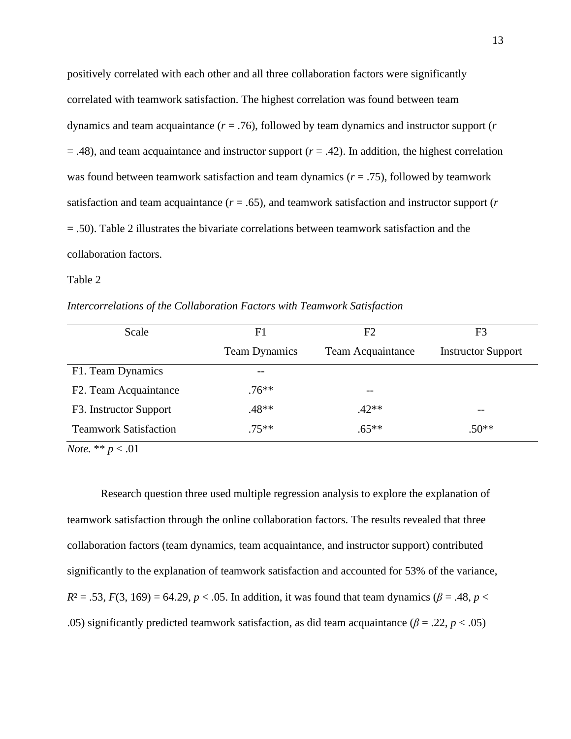positively correlated with each other and all three collaboration factors were significantly correlated with teamwork satisfaction. The highest correlation was found between team dynamics and team acquaintance ($r$ = .76), followed by team dynamics and instructor support ($r$ = .48), and team acquaintance and instructor support ($r$ = .42). In addition, the highest correlation was found between teamwork satisfaction and team dynamics ($r$ = .75), followed by teamwork satisfaction and team acquaintance ($r$ = .65), and teamwork satisfaction and instructor support ($r$ = .50). Table 2 illustrates the bivariate correlations between teamwork satisfaction and the collaboration factors.

Table 2

*Intercorrelations of the Collaboration Factors with Teamwork Satisfaction*

| Scale | F1<br>Team Dynamics | F2<br>Team Acquaintance | F3<br>Instructor Support |
|---|---|---|---|
| F1. Team Dynamics | -- | | |
| F2. Team Acquaintance | .76** | -- | |
| F3. Instructor Support | .48** | .42** | -- |
| Teamwork Satisfaction | .75** | .65** | .50** |

*Note.* ** $p < .01$

Research question three used multiple regression analysis to explore the explanation of teamwork satisfaction through the online collaboration factors. The results revealed that three collaboration factors (team dynamics, team acquaintance, and instructor support) contributed significantly to the explanation of teamwork satisfaction and accounted for 53% of the variance, $R^2 = .53$, $F(3, 169) = 64.29$, $p < .05$. In addition, it was found that team dynamics ($\beta = .48$, $p < .05$) significantly predicted teamwork satisfaction, as did team acquaintance ($\beta = .22$, $p < .05$)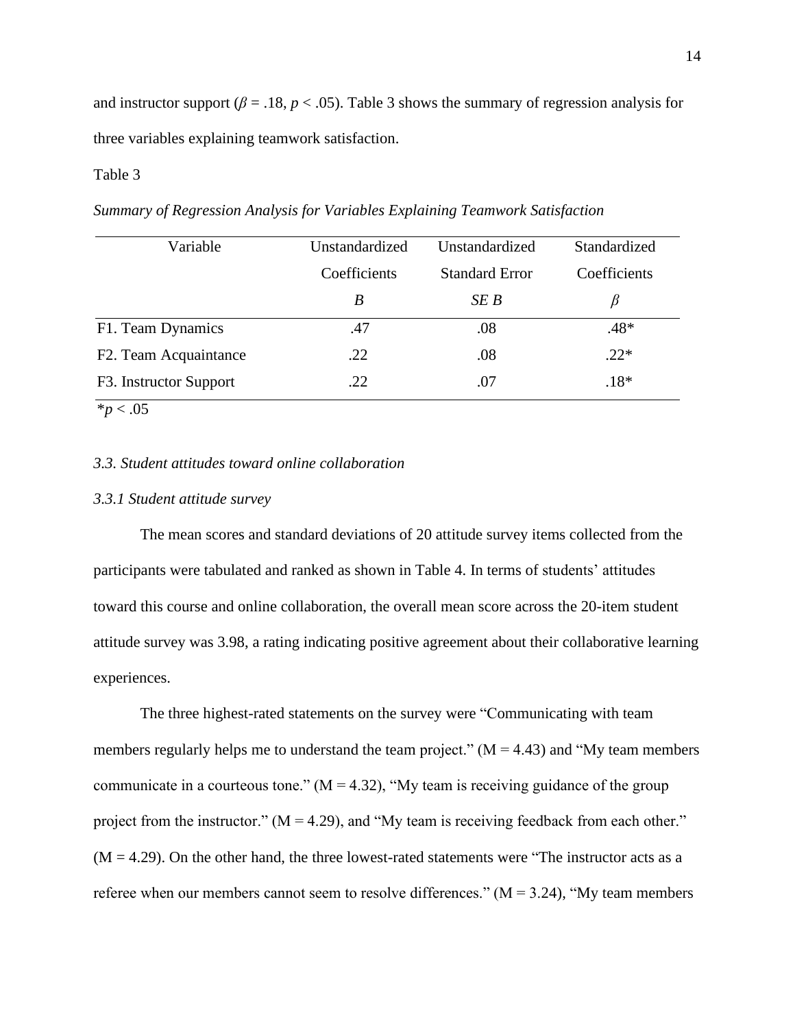and instructor support ($\beta = .18$, $p < .05$). Table 3 shows the summary of regression analysis for three variables explaining teamwork satisfaction.

Table 3

*Summary of Regression Analysis for Variables Explaining Teamwork Satisfaction*

| Variable | Unstandardized Coefficients *B* | Unstandardized Standard Error *SE B* | Standardized Coefficients $\beta$ |
|---|---|---|---|
| F1. Team Dynamics | .47 | .08 | .48* |
| F2. Team Acquaintance | .22 | .08 | .22* |
| F3. Instructor Support | .22 | .07 | .18* |

*$p < .05$

### *3.3. Student attitudes toward online collaboration*

#### *3.3.1 Student attitude survey*

The mean scores and standard deviations of 20 attitude survey items collected from the participants were tabulated and ranked as shown in Table 4. In terms of students' attitudes toward this course and online collaboration, the overall mean score across the 20-item student attitude survey was 3.98, a rating indicating positive agreement about their collaborative learning experiences.

The three highest-rated statements on the survey were "Communicating with team members regularly helps me to understand the team project." (M = 4.43) and "My team members communicate in a courteous tone." (M = 4.32), "My team is receiving guidance of the group project from the instructor." (M = 4.29), and "My team is receiving feedback from each other." (M = 4.29). On the other hand, the three lowest-rated statements were "The instructor acts as a referee when our members cannot seem to resolve differences." (M = 3.24), "My team members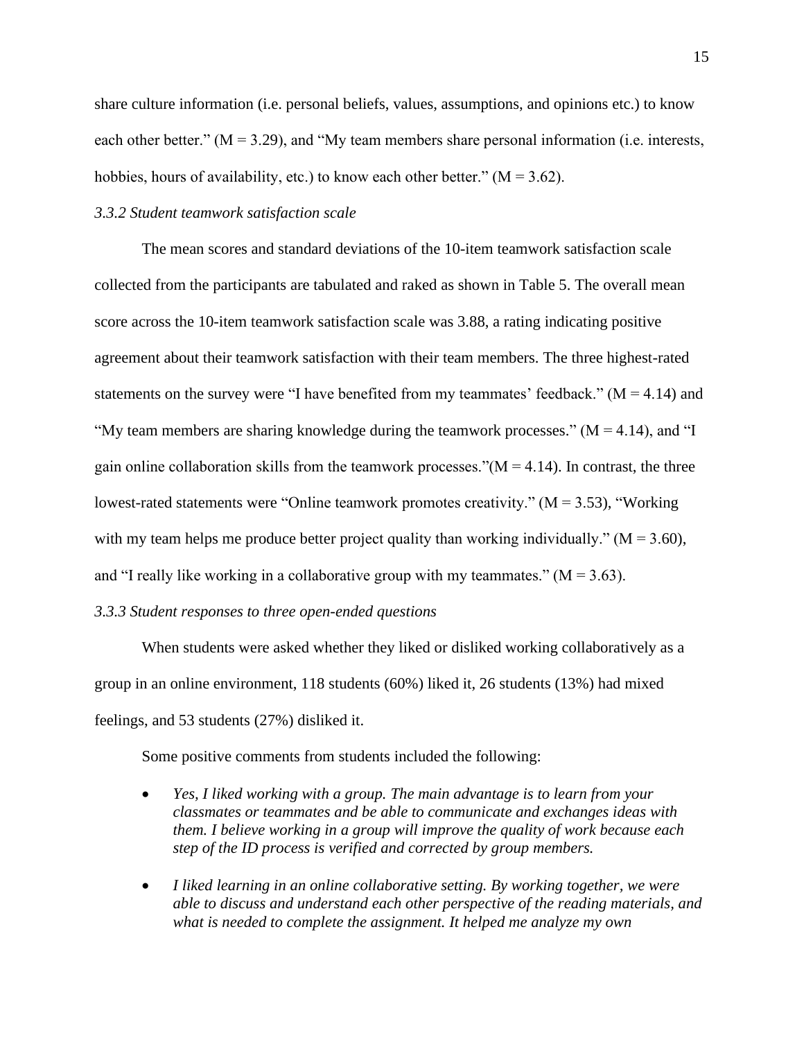share culture information (i.e. personal beliefs, values, assumptions, and opinions etc.) to know each other better." ($M = 3.29$), and "My team members share personal information (i.e. interests, hobbies, hours of availability, etc.) to know each other better." ($M = 3.62$).

### *3.3.2 Student teamwork satisfaction scale*

The mean scores and standard deviations of the 10-item teamwork satisfaction scale collected from the participants are tabulated and raked as shown in Table 5. The overall mean score across the 10-item teamwork satisfaction scale was 3.88, a rating indicating positive agreement about their teamwork satisfaction with their team members. The three highest-rated statements on the survey were "I have benefited from my teammates' feedback." ($M = 4.14$) and "My team members are sharing knowledge during the teamwork processes." ($M = 4.14$), and "I gain online collaboration skills from the teamwork processes."($M = 4.14$). In contrast, the three lowest-rated statements were "Online teamwork promotes creativity." ($M = 3.53$), "Working with my team helps me produce better project quality than working individually." ($M = 3.60$), and "I really like working in a collaborative group with my teammates." ($M = 3.63$).

### *3.3.3 Student responses to three open-ended questions*

When students were asked whether they liked or disliked working collaboratively as a group in an online environment, 118 students (60%) liked it, 26 students (13%) had mixed feelings, and 53 students (27%) disliked it.

Some positive comments from students included the following:

- *Yes, I liked working with a group. The main advantage is to learn from your classmates or teammates and be able to communicate and exchanges ideas with them. I believe working in a group will improve the quality of work because each step of the ID process is verified and corrected by group members.*
- *I liked learning in an online collaborative setting. By working together, we were able to discuss and understand each other perspective of the reading materials, and what is needed to complete the assignment. It helped me analyze my own*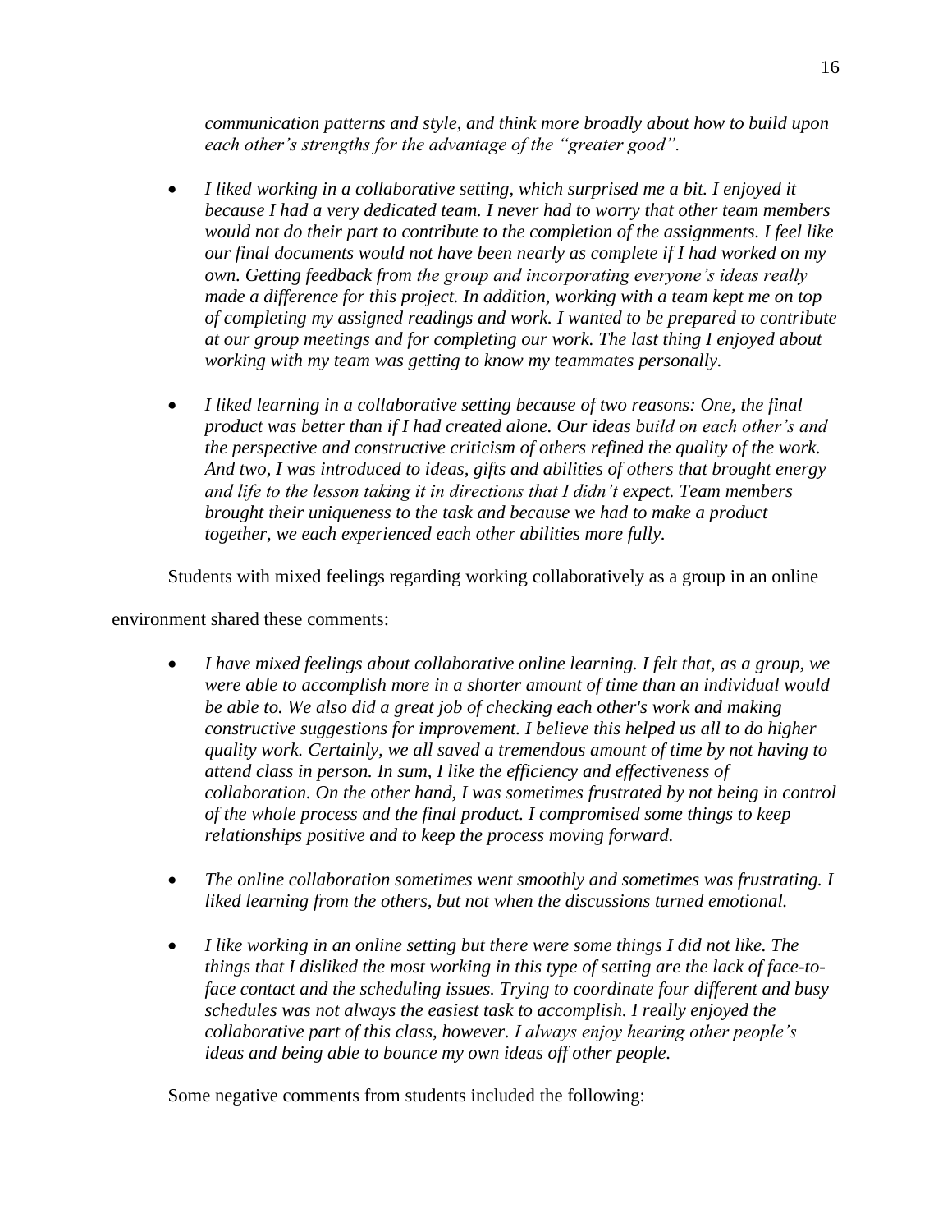*communication patterns and style, and think more broadly about how to build upon each other's strengths for the advantage of the "greater good".*

- *I liked working in a collaborative setting, which surprised me a bit. I enjoyed it because I had a very dedicated team. I never had to worry that other team members would not do their part to contribute to the completion of the assignments. I feel like our final documents would not have been nearly as complete if I had worked on my own. Getting feedback from the group and incorporating everyone's ideas really made a difference for this project. In addition, working with a team kept me on top of completing my assigned readings and work. I wanted to be prepared to contribute at our group meetings and for completing our work. The last thing I enjoyed about working with my team was getting to know my teammates personally.*

- *I liked learning in a collaborative setting because of two reasons: One, the final product was better than if I had created alone. Our ideas build on each other's and the perspective and constructive criticism of others refined the quality of the work. And two, I was introduced to ideas, gifts and abilities of others that brought energy and life to the lesson taking it in directions that I didn't expect. Team members brought their uniqueness to the task and because we had to make a product together, we each experienced each other abilities more fully.*

Students with mixed feelings regarding working collaboratively as a group in an online environment shared these comments:

- *I have mixed feelings about collaborative online learning. I felt that, as a group, we were able to accomplish more in a shorter amount of time than an individual would be able to. We also did a great job of checking each other's work and making constructive suggestions for improvement. I believe this helped us all to do higher quality work. Certainly, we all saved a tremendous amount of time by not having to attend class in person. In sum, I like the efficiency and effectiveness of collaboration. On the other hand, I was sometimes frustrated by not being in control of the whole process and the final product. I compromised some things to keep relationships positive and to keep the process moving forward.*

- *The online collaboration sometimes went smoothly and sometimes was frustrating. I liked learning from the others, but not when the discussions turned emotional.*

- *I like working in an online setting but there were some things I did not like. The things that I disliked the most working in this type of setting are the lack of face-to-face contact and the scheduling issues. Trying to coordinate four different and busy schedules was not always the easiest task to accomplish. I really enjoyed the collaborative part of this class, however. I always enjoy hearing other people's ideas and being able to bounce my own ideas off other people.*

Some negative comments from students included the following: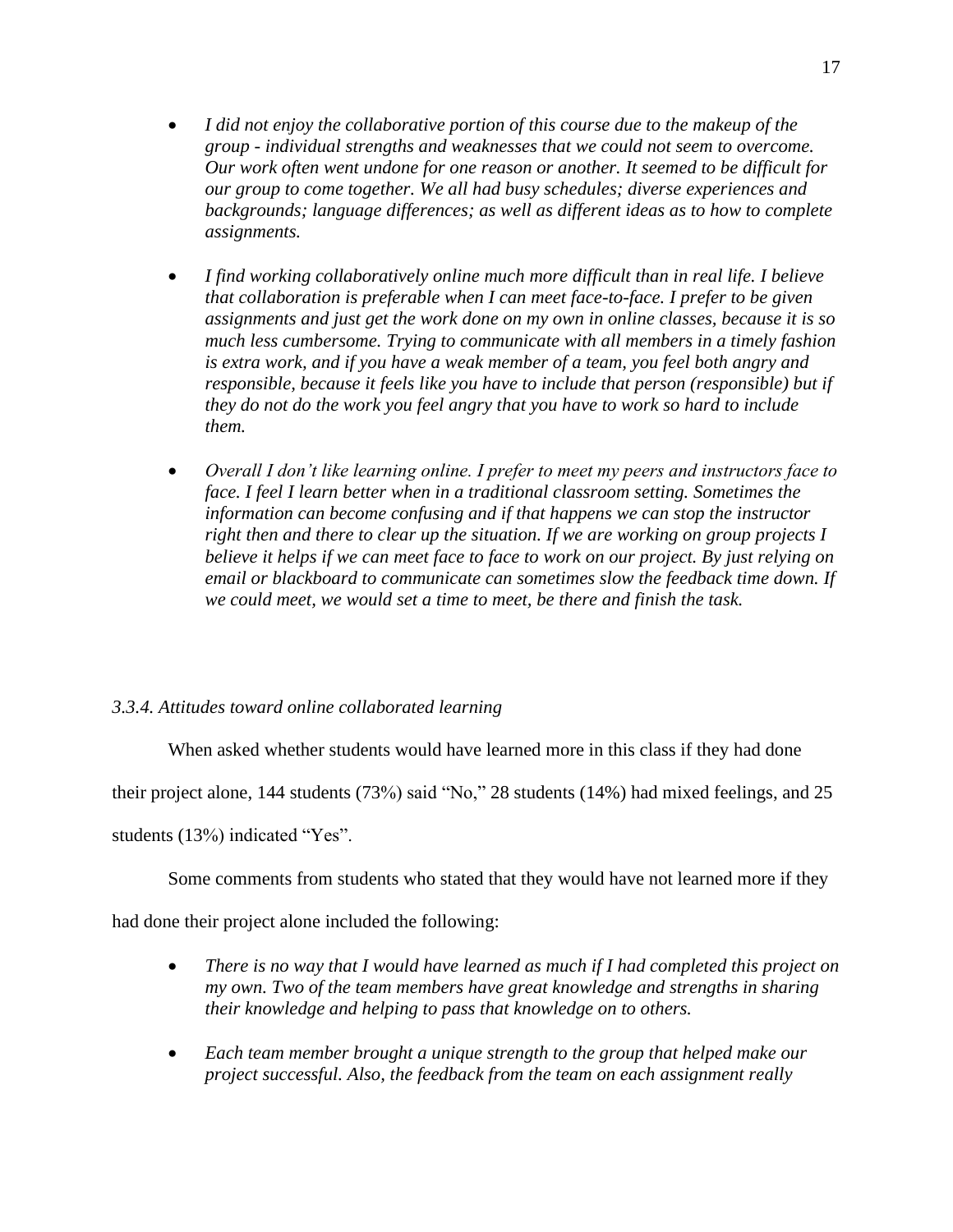- *I did not enjoy the collaborative portion of this course due to the makeup of the group - individual strengths and weaknesses that we could not seem to overcome. Our work often went undone for one reason or another. It seemed to be difficult for our group to come together. We all had busy schedules; diverse experiences and backgrounds; language differences; as well as different ideas as to how to complete assignments.*

- *I find working collaboratively online much more difficult than in real life. I believe that collaboration is preferable when I can meet face-to-face. I prefer to be given assignments and just get the work done on my own in online classes, because it is so much less cumbersome. Trying to communicate with all members in a timely fashion is extra work, and if you have a weak member of a team, you feel both angry and responsible, because it feels like you have to include that person (responsible) but if they do not do the work you feel angry that you have to work so hard to include them.*

- *Overall I don't like learning online. I prefer to meet my peers and instructors face to face. I feel I learn better when in a traditional classroom setting. Sometimes the information can become confusing and if that happens we can stop the instructor right then and there to clear up the situation. If we are working on group projects I believe it helps if we can meet face to face to work on our project. By just relying on email or blackboard to communicate can sometimes slow the feedback time down. If we could meet, we would set a time to meet, be there and finish the task.*

### *3.3.4. Attitudes toward online collaborated learning*

When asked whether students would have learned more in this class if they had done their project alone, 144 students (73%) said "No," 28 students (14%) had mixed feelings, and 25 students (13%) indicated "Yes".

Some comments from students who stated that they would have not learned more if they had done their project alone included the following:

- *There is no way that I would have learned as much if I had completed this project on my own. Two of the team members have great knowledge and strengths in sharing their knowledge and helping to pass that knowledge on to others.*

- *Each team member brought a unique strength to the group that helped make our project successful. Also, the feedback from the team on each assignment really*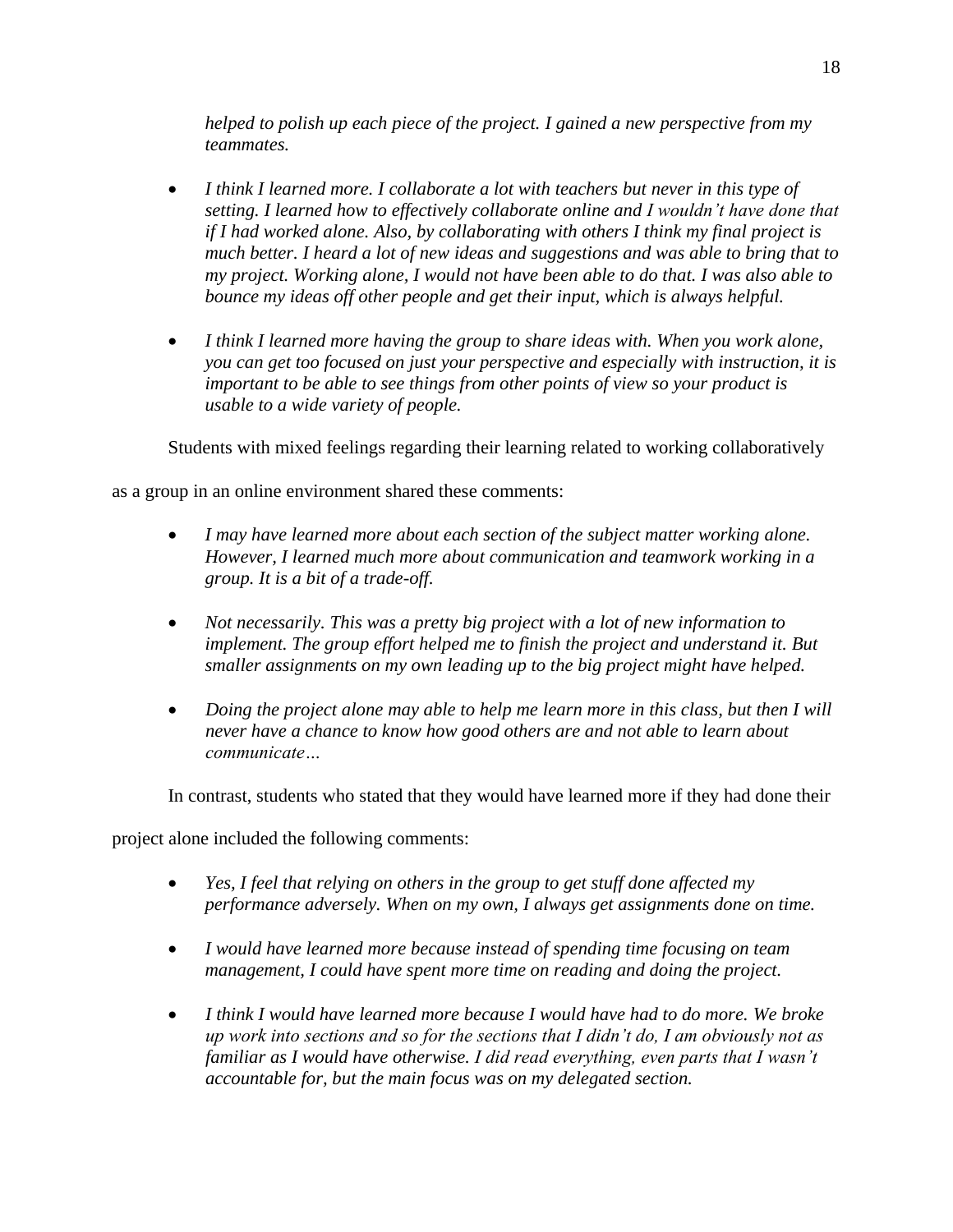*helped to polish up each piece of the project. I gained a new perspective from my teammates.*

- *I think I learned more. I collaborate a lot with teachers but never in this type of setting. I learned how to effectively collaborate online and I wouldn't have done that if I had worked alone. Also, by collaborating with others I think my final project is much better. I heard a lot of new ideas and suggestions and was able to bring that to my project. Working alone, I would not have been able to do that. I was also able to bounce my ideas off other people and get their input, which is always helpful.*

- *I think I learned more having the group to share ideas with. When you work alone, you can get too focused on just your perspective and especially with instruction, it is important to be able to see things from other points of view so your product is usable to a wide variety of people.*

Students with mixed feelings regarding their learning related to working collaboratively as a group in an online environment shared these comments:

- *I may have learned more about each section of the subject matter working alone. However, I learned much more about communication and teamwork working in a group. It is a bit of a trade-off.*

- *Not necessarily. This was a pretty big project with a lot of new information to implement. The group effort helped me to finish the project and understand it. But smaller assignments on my own leading up to the big project might have helped.*

- *Doing the project alone may able to help me learn more in this class, but then I will never have a chance to know how good others are and not able to learn about communicate…*

In contrast, students who stated that they would have learned more if they had done their project alone included the following comments:

- *Yes, I feel that relying on others in the group to get stuff done affected my performance adversely. When on my own, I always get assignments done on time.*

- *I would have learned more because instead of spending time focusing on team management, I could have spent more time on reading and doing the project.*

- *I think I would have learned more because I would have had to do more. We broke up work into sections and so for the sections that I didn't do, I am obviously not as familiar as I would have otherwise. I did read everything, even parts that I wasn't accountable for, but the main focus was on my delegated section.*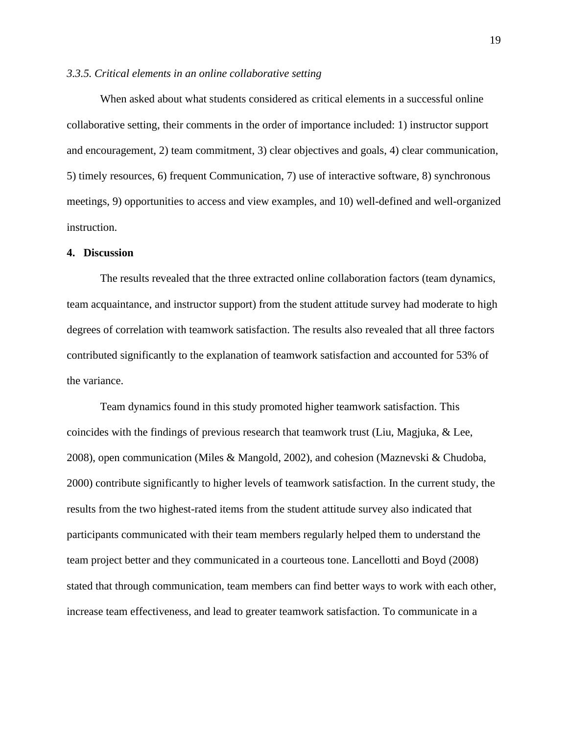*3.3.5. Critical elements in an online collaborative setting*

When asked about what students considered as critical elements in a successful online collaborative setting, their comments in the order of importance included: 1) instructor support and encouragement, 2) team commitment, 3) clear objectives and goals, 4) clear communication, 5) timely resources, 6) frequent Communication, 7) use of interactive software, 8) synchronous meetings, 9) opportunities to access and view examples, and 10) well-defined and well-organized instruction.

## 4. Discussion

The results revealed that the three extracted online collaboration factors (team dynamics, team acquaintance, and instructor support) from the student attitude survey had moderate to high degrees of correlation with teamwork satisfaction. The results also revealed that all three factors contributed significantly to the explanation of teamwork satisfaction and accounted for 53% of the variance.

Team dynamics found in this study promoted higher teamwork satisfaction. This coincides with the findings of previous research that teamwork trust (Liu, Magjuka, & Lee, 2008), open communication (Miles & Mangold, 2002), and cohesion (Maznevski & Chudoba, 2000) contribute significantly to higher levels of teamwork satisfaction. In the current study, the results from the two highest-rated items from the student attitude survey also indicated that participants communicated with their team members regularly helped them to understand the team project better and they communicated in a courteous tone. Lancellotti and Boyd (2008) stated that through communication, team members can find better ways to work with each other, increase team effectiveness, and lead to greater teamwork satisfaction. To communicate in a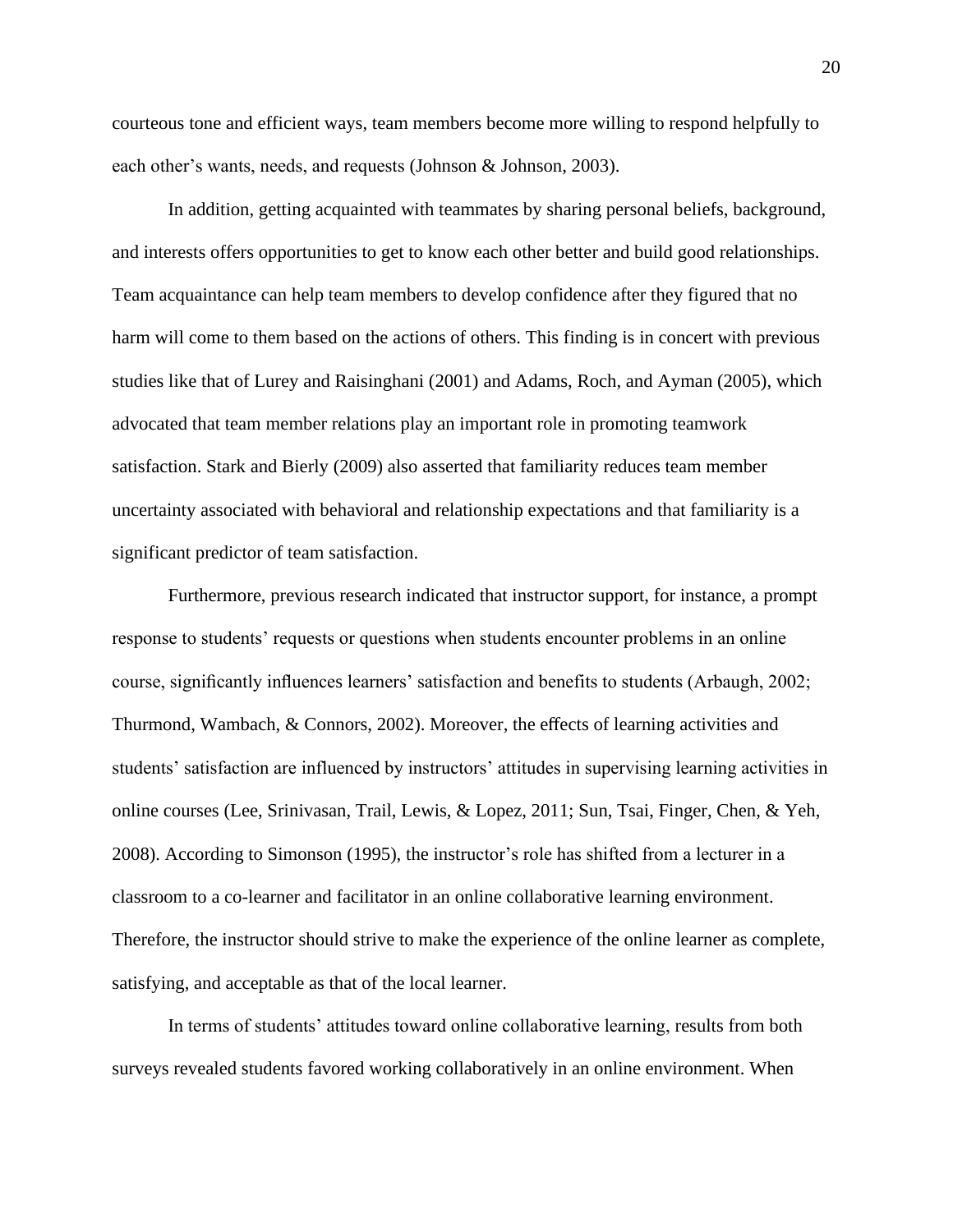courteous tone and efficient ways, team members become more willing to respond helpfully to each other's wants, needs, and requests (Johnson & Johnson, 2003).

In addition, getting acquainted with teammates by sharing personal beliefs, background, and interests offers opportunities to get to know each other better and build good relationships. Team acquaintance can help team members to develop confidence after they figured that no harm will come to them based on the actions of others. This finding is in concert with previous studies like that of Lurey and Raisinghani (2001) and Adams, Roch, and Ayman (2005), which advocated that team member relations play an important role in promoting teamwork satisfaction. Stark and Bierly (2009) also asserted that familiarity reduces team member uncertainty associated with behavioral and relationship expectations and that familiarity is a significant predictor of team satisfaction.

Furthermore, previous research indicated that instructor support, for instance, a prompt response to students' requests or questions when students encounter problems in an online course, significantly influences learners' satisfaction and benefits to students (Arbaugh, 2002; Thurmond, Wambach, & Connors, 2002). Moreover, the effects of learning activities and students' satisfaction are influenced by instructors' attitudes in supervising learning activities in online courses (Lee, Srinivasan, Trail, Lewis, & Lopez, 2011; Sun, Tsai, Finger, Chen, & Yeh, 2008). According to Simonson (1995), the instructor's role has shifted from a lecturer in a classroom to a co-learner and facilitator in an online collaborative learning environment. Therefore, the instructor should strive to make the experience of the online learner as complete, satisfying, and acceptable as that of the local learner.

In terms of students' attitudes toward online collaborative learning, results from both surveys revealed students favored working collaboratively in an online environment. When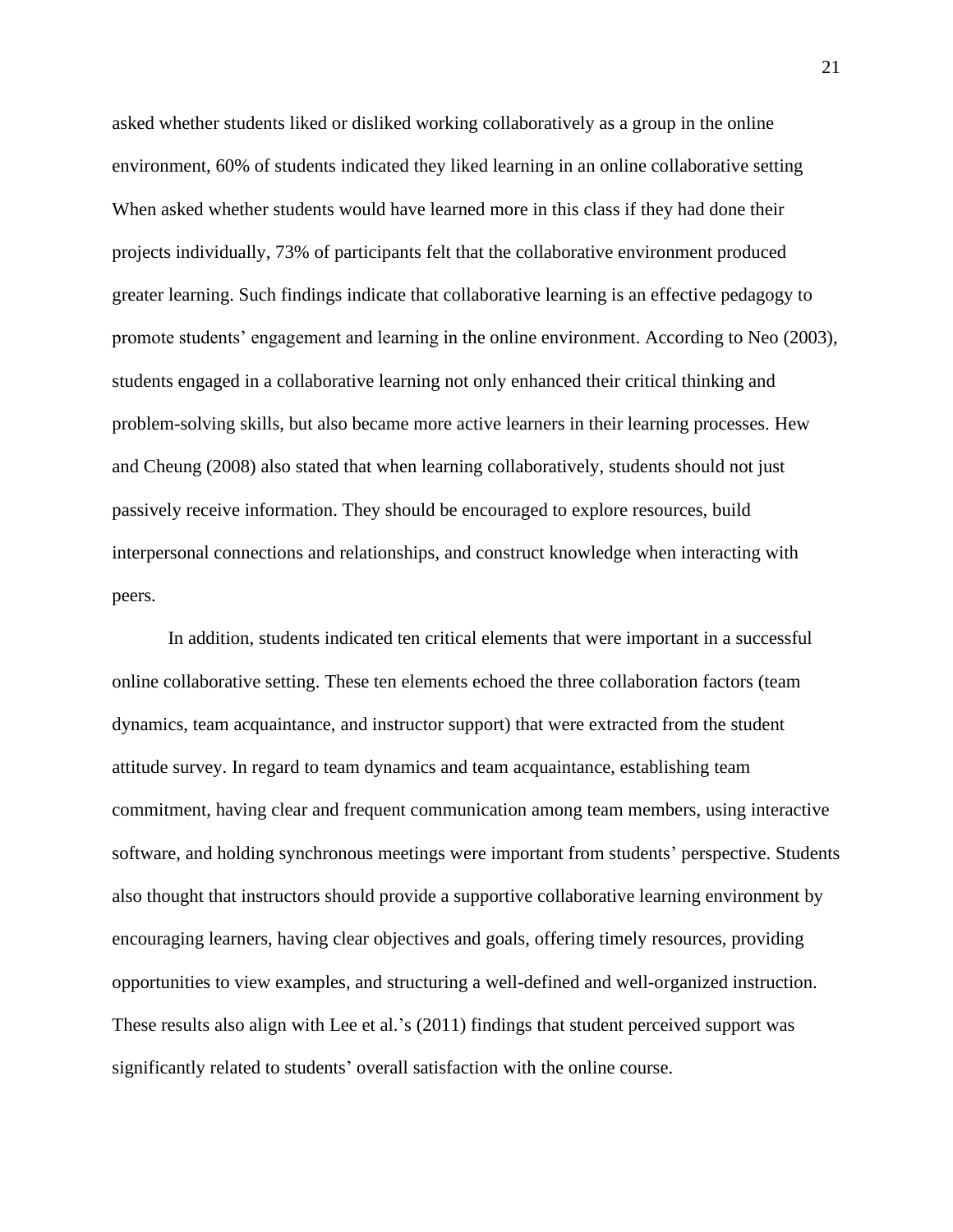asked whether students liked or disliked working collaboratively as a group in the online environment, 60% of students indicated they liked learning in an online collaborative setting When asked whether students would have learned more in this class if they had done their projects individually, 73% of participants felt that the collaborative environment produced greater learning. Such findings indicate that collaborative learning is an effective pedagogy to promote students' engagement and learning in the online environment. According to Neo (2003), students engaged in a collaborative learning not only enhanced their critical thinking and problem-solving skills, but also became more active learners in their learning processes. Hew and Cheung (2008) also stated that when learning collaboratively, students should not just passively receive information. They should be encouraged to explore resources, build interpersonal connections and relationships, and construct knowledge when interacting with peers.

In addition, students indicated ten critical elements that were important in a successful online collaborative setting. These ten elements echoed the three collaboration factors (team dynamics, team acquaintance, and instructor support) that were extracted from the student attitude survey. In regard to team dynamics and team acquaintance, establishing team commitment, having clear and frequent communication among team members, using interactive software, and holding synchronous meetings were important from students' perspective. Students also thought that instructors should provide a supportive collaborative learning environment by encouraging learners, having clear objectives and goals, offering timely resources, providing opportunities to view examples, and structuring a well-defined and well-organized instruction. These results also align with Lee et al.'s (2011) findings that student perceived support was significantly related to students' overall satisfaction with the online course.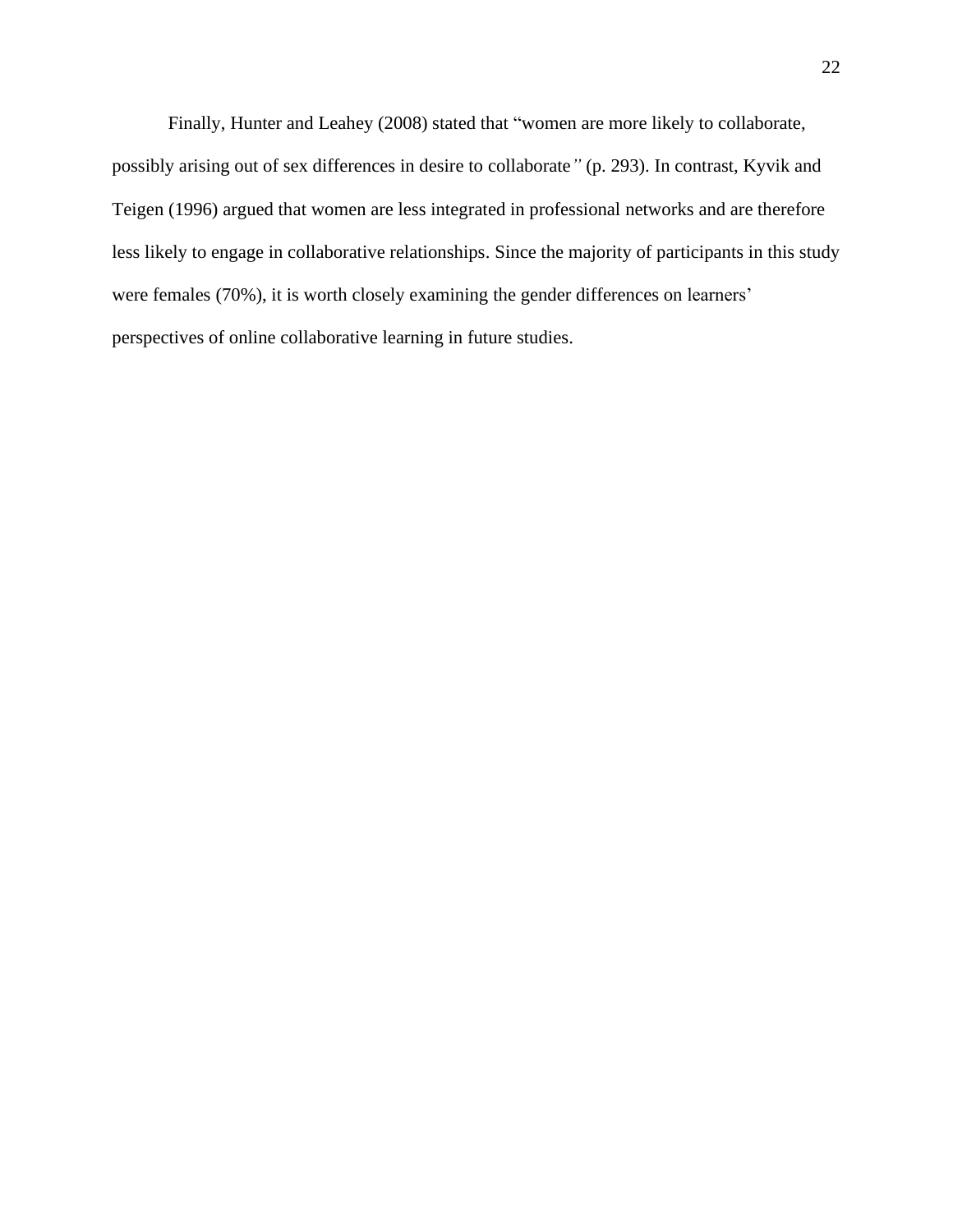Finally, Hunter and Leahey (2008) stated that "women are more likely to collaborate, possibly arising out of sex differences in desire to collaborate" (p. 293). In contrast, Kyvik and Teigen (1996) argued that women are less integrated in professional networks and are therefore less likely to engage in collaborative relationships. Since the majority of participants in this study were females (70%), it is worth closely examining the gender differences on learners' perspectives of online collaborative learning in future studies.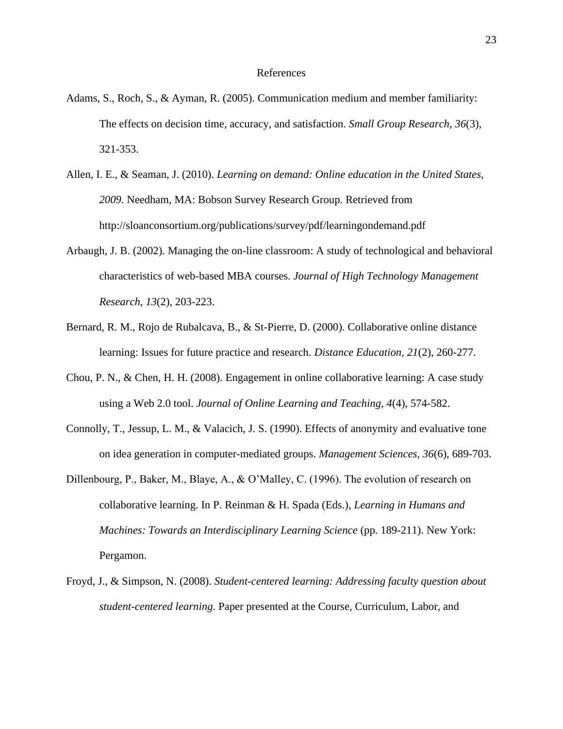# References

Adams, S., Roch, S., & Ayman, R. (2005). Communication medium and member familiarity: The effects on decision time, accuracy, and satisfaction. *Small Group Research, 36*(3), 321-353.

Allen, I. E., & Seaman, J. (2010). *Learning on demand: Online education in the United States, 2009.* Needham, MA: Bobson Survey Research Group. Retrieved from http://sloanconsortium.org/publications/survey/pdf/learningondemand.pdf

Arbaugh, J. B. (2002). Managing the on-line classroom: A study of technological and behavioral characteristics of web-based MBA courses. *Journal of High Technology Management Research, 13*(2), 203-223.

Bernard, R. M., Rojo de Rubalcava, B., & St-Pierre, D. (2000). Collaborative online distance learning: Issues for future practice and research. *Distance Education, 21*(2), 260-277.

Chou, P. N., & Chen, H. H. (2008). Engagement in online collaborative learning: A case study using a Web 2.0 tool. *Journal of Online Learning and Teaching, 4*(4), 574-582.

Connolly, T., Jessup, L. M., & Valacich, J. S. (1990). Effects of anonymity and evaluative tone on idea generation in computer-mediated groups. *Management Sciences, 36*(6), 689-703.

Dillenbourg, P., Baker, M., Blaye, A., & O'Malley, C. (1996). The evolution of research on collaborative learning. In P. Reinman & H. Spada (Eds.), *Learning in Humans and Machines: Towards an Interdisciplinary Learning Science* (pp. 189-211). New York: Pergamon.

Froyd, J., & Simpson, N. (2008). *Student-centered learning: Addressing faculty question about student-centered learning*. Paper presented at the Course, Curriculum, Labor, and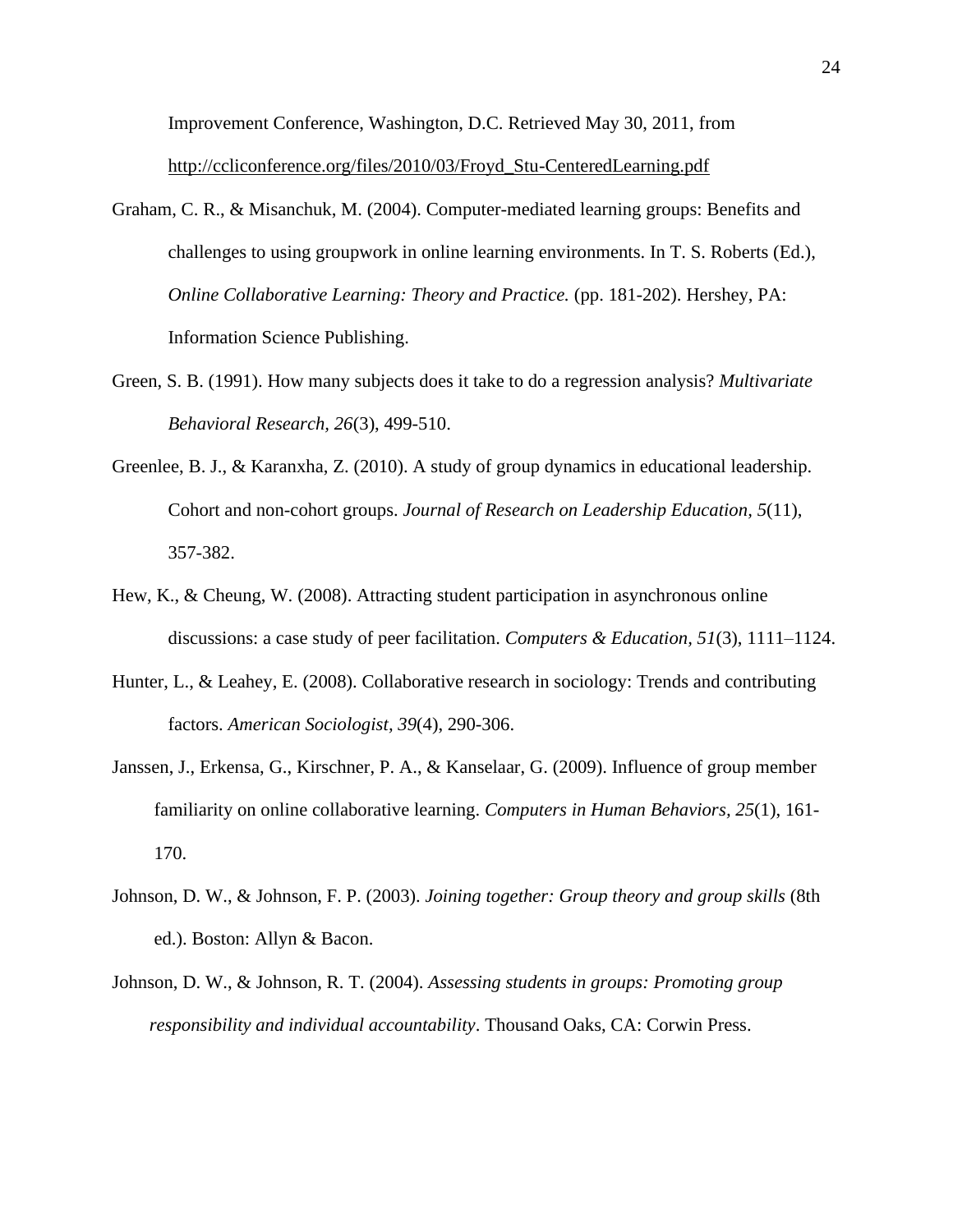Improvement Conference, Washington, D.C. Retrieved May 30, 2011, from http://ccliconference.org/files/2010/03/Froyd_Stu-CenteredLearning.pdf

Graham, C. R., & Misanchuk, M. (2004). Computer-mediated learning groups: Benefits and challenges to using groupwork in online learning environments. In T. S. Roberts (Ed.), *Online Collaborative Learning: Theory and Practice.* (pp. 181-202). Hershey, PA: Information Science Publishing.

Green, S. B. (1991). How many subjects does it take to do a regression analysis? *Multivariate Behavioral Research, 26*(3), 499-510.

Greenlee, B. J., & Karanxha, Z. (2010). A study of group dynamics in educational leadership. Cohort and non-cohort groups. *Journal of Research on Leadership Education*, *5*(11), 357-382.

Hew, K., & Cheung, W. (2008). Attracting student participation in asynchronous online discussions: a case study of peer facilitation. *Computers & Education*, *51*(3), 1111–1124.

Hunter, L., & Leahey, E. (2008). Collaborative research in sociology: Trends and contributing factors. *American Sociologist*, *39*(4), 290-306.

Janssen, J., Erkensa, G., Kirschner, P. A., & Kanselaar, G. (2009). Influence of group member familiarity on online collaborative learning. *Computers in Human Behaviors*, *25*(1), 161-170.

Johnson, D. W., & Johnson, F. P. (2003). *Joining together: Group theory and group skills* (8th ed.). Boston: Allyn & Bacon.

Johnson, D. W., & Johnson, R. T. (2004). *Assessing students in groups: Promoting group responsibility and individual accountability*. Thousand Oaks, CA: Corwin Press.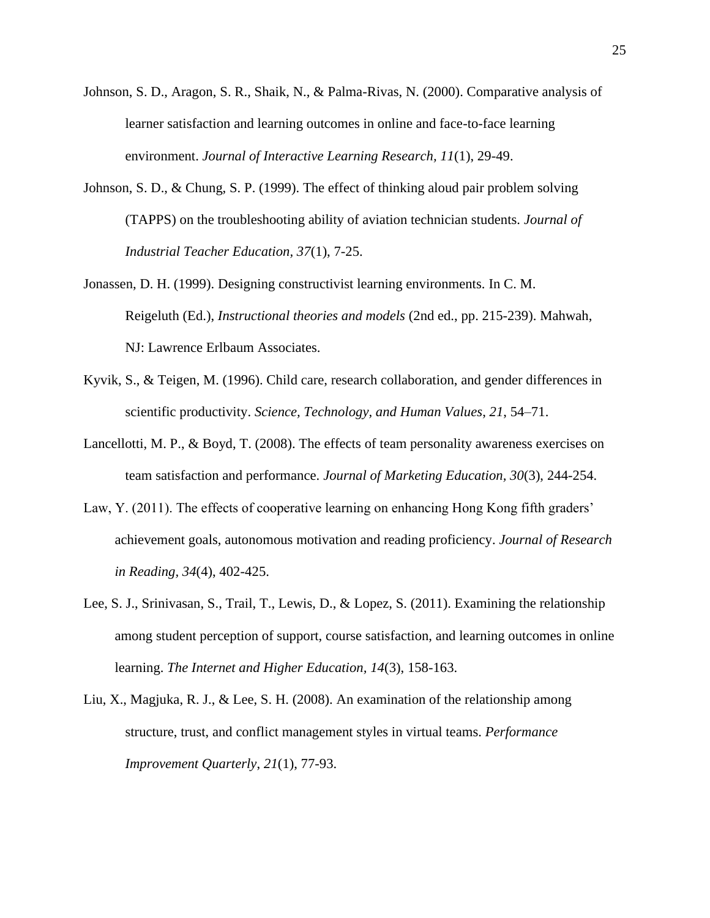Johnson, S. D., Aragon, S. R., Shaik, N., & Palma-Rivas, N. (2000). Comparative analysis of learner satisfaction and learning outcomes in online and face-to-face learning environment. *Journal of Interactive Learning Research, 11*(1), 29-49.

Johnson, S. D., & Chung, S. P. (1999). The effect of thinking aloud pair problem solving (TAPPS) on the troubleshooting ability of aviation technician students. *Journal of Industrial Teacher Education, 37*(1), 7-25.

Jonassen, D. H. (1999). Designing constructivist learning environments. In C. M. Reigeluth (Ed.), *Instructional theories and models* (2nd ed., pp. 215-239). Mahwah, NJ: Lawrence Erlbaum Associates.

Kyvik, S., & Teigen, M. (1996). Child care, research collaboration, and gender differences in scientific productivity. *Science, Technology, and Human Values*, *21*, 54–71.

Lancellotti, M. P., & Boyd, T. (2008). The effects of team personality awareness exercises on team satisfaction and performance. *Journal of Marketing Education, 30*(3), 244-254.

Law, Y. (2011). The effects of cooperative learning on enhancing Hong Kong fifth graders' achievement goals, autonomous motivation and reading proficiency. *Journal of Research in Reading*, *34*(4), 402-425.

Lee, S. J., Srinivasan, S., Trail, T., Lewis, D., & Lopez, S. (2011). Examining the relationship among student perception of support, course satisfaction, and learning outcomes in online learning. *The Internet and Higher Education, 14*(3), 158-163.

Liu, X., Magjuka, R. J., & Lee, S. H. (2008). An examination of the relationship among structure, trust, and conflict management styles in virtual teams. *Performance Improvement Quarterly*, *21*(1), 77-93.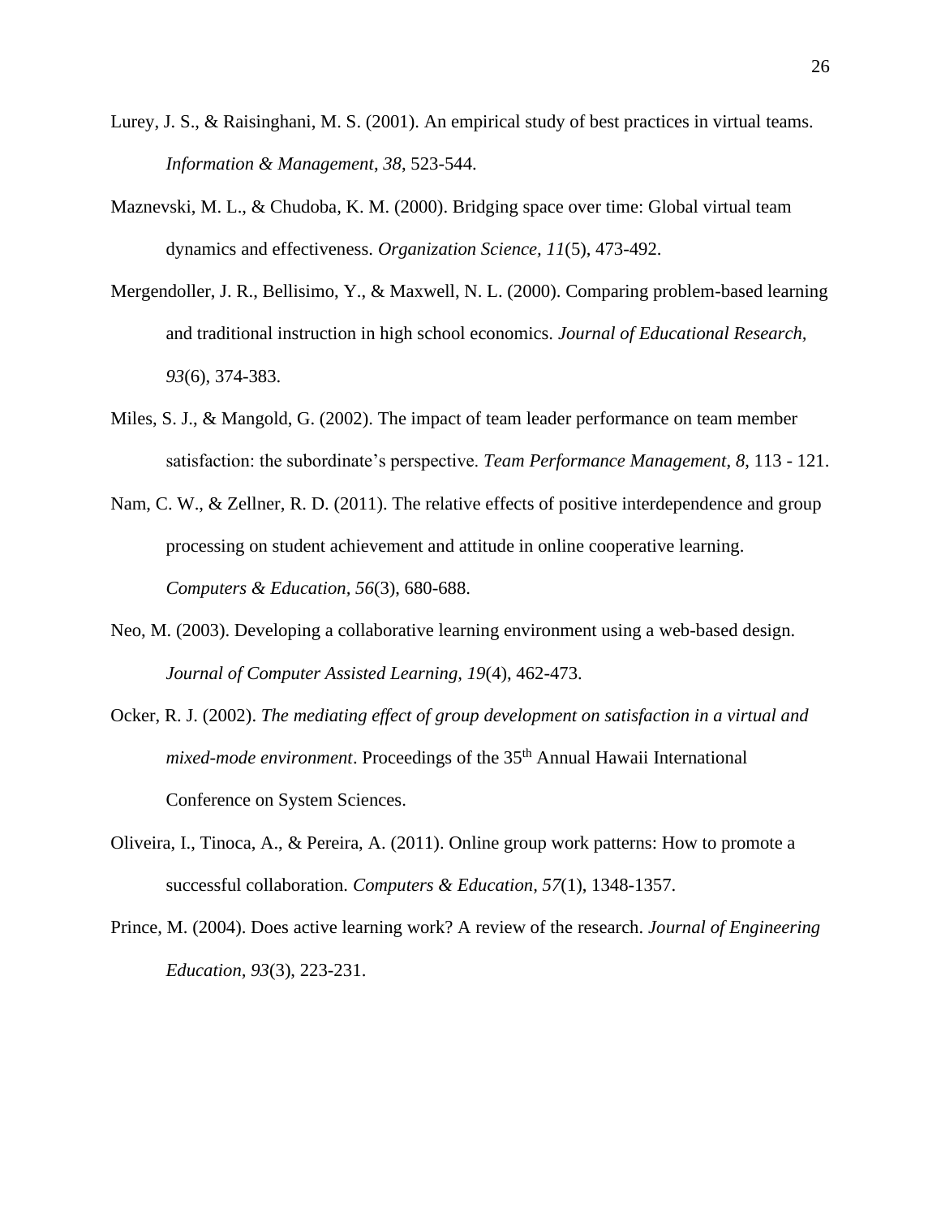Lurey, J. S., & Raisinghani, M. S. (2001). An empirical study of best practices in virtual teams. *Information & Management*, *38*, 523-544.

Maznevski, M. L., & Chudoba, K. M. (2000). Bridging space over time: Global virtual team dynamics and effectiveness. *Organization Science, 11*(5), 473-492.

Mergendoller, J. R., Bellisimo, Y., & Maxwell, N. L. (2000). Comparing problem-based learning and traditional instruction in high school economics. *Journal of Educational Research, 93*(6), 374-383.

Miles, S. J., & Mangold, G. (2002). The impact of team leader performance on team member satisfaction: the subordinate's perspective. *Team Performance Management*, *8*, 113 - 121.

Nam, C. W., & Zellner, R. D. (2011). The relative effects of positive interdependence and group processing on student achievement and attitude in online cooperative learning. *Computers & Education, 56*(3), 680-688.

Neo, M. (2003). Developing a collaborative learning environment using a web-based design. *Journal of Computer Assisted Learning, 19*(4), 462-473.

Ocker, R. J. (2002). *The mediating effect of group development on satisfaction in a virtual and mixed-mode environment*. Proceedings of the 35th Annual Hawaii International Conference on System Sciences.

Oliveira, I., Tinoca, A., & Pereira, A. (2011). Online group work patterns: How to promote a successful collaboration. *Computers & Education, 57*(1), 1348-1357.

Prince, M. (2004). Does active learning work? A review of the research. *Journal of Engineering Education, 93*(3), 223-231.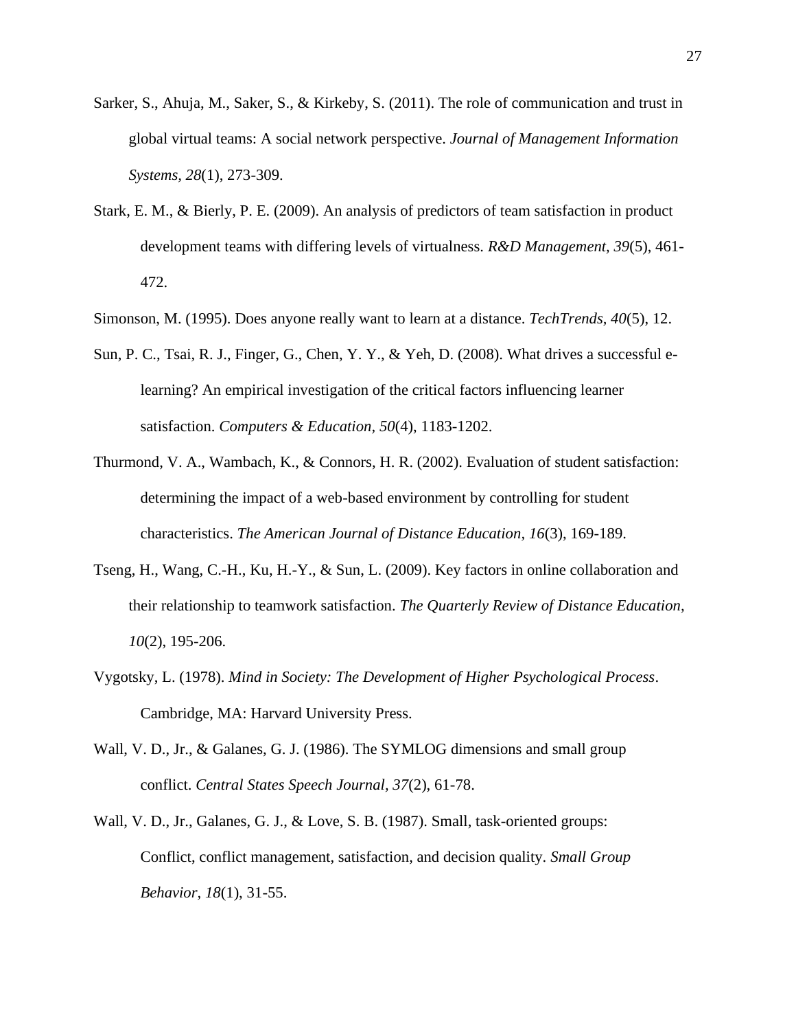Sarker, S., Ahuja, M., Saker, S., & Kirkeby, S. (2011). The role of communication and trust in global virtual teams: A social network perspective. *Journal of Management Information Systems, 28*(1), 273-309.

Stark, E. M., & Bierly, P. E. (2009). An analysis of predictors of team satisfaction in product development teams with differing levels of virtualness. *R&D Management, 39*(5), 461-472.

Simonson, M. (1995). Does anyone really want to learn at a distance. *TechTrends, 40*(5), 12.

Sun, P. C., Tsai, R. J., Finger, G., Chen, Y. Y., & Yeh, D. (2008). What drives a successful e-learning? An empirical investigation of the critical factors influencing learner satisfaction. *Computers & Education, 50*(4), 1183-1202.

Thurmond, V. A., Wambach, K., & Connors, H. R. (2002). Evaluation of student satisfaction: determining the impact of a web-based environment by controlling for student characteristics. *The American Journal of Distance Education, 16*(3), 169-189.

Tseng, H., Wang, C.-H., Ku, H.-Y., & Sun, L. (2009). Key factors in online collaboration and their relationship to teamwork satisfaction. *The Quarterly Review of Distance Education, 10*(2), 195-206.

Vygotsky, L. (1978). *Mind in Society: The Development of Higher Psychological Process*. Cambridge, MA: Harvard University Press.

Wall, V. D., Jr., & Galanes, G. J. (1986). The SYMLOG dimensions and small group conflict. *Central States Speech Journal, 37*(2), 61-78.

Wall, V. D., Jr., Galanes, G. J., & Love, S. B. (1987). Small, task-oriented groups: Conflict, conflict management, satisfaction, and decision quality. *Small Group Behavior, 18*(1), 31-55.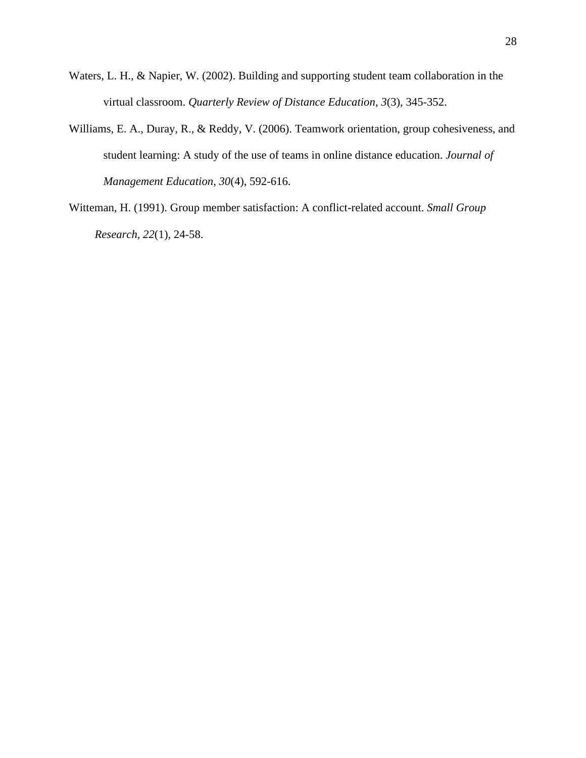Waters, L. H., & Napier, W. (2002). Building and supporting student team collaboration in the virtual classroom. *Quarterly Review of Distance Education*, *3*(3), 345-352.

Williams, E. A., Duray, R., & Reddy, V. (2006). Teamwork orientation, group cohesiveness, and student learning: A study of the use of teams in online distance education. *Journal of Management Education, 30*(4), 592-616.

Witteman, H. (1991). Group member satisfaction: A conflict-related account. *Small Group Research, 22*(1), 24-58.